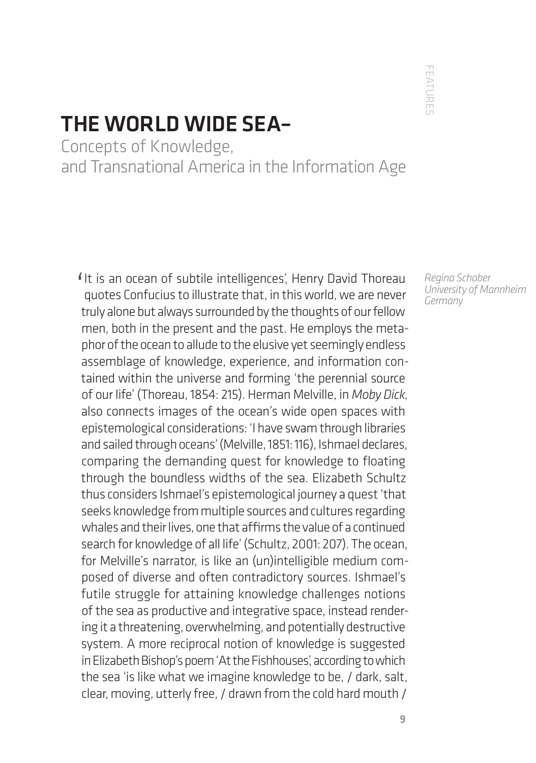# THE WORLD WIDE SEA–

## Concepts of Knowledge, and Transnational America in the Information Age

*Regina Schober*
*University of Mannheim*
*Germany*

'It is an ocean of subtile intelligences', Henry David Thoreau quotes Confucius to illustrate that, in this world, we are never truly alone but always surrounded by the thoughts of our fellow men, both in the present and the past. He employs the metaphor of the ocean to allude to the elusive yet seemingly endless assemblage of knowledge, experience, and information contained within the universe and forming 'the perennial source of our life' (Thoreau, 1854: 215). Herman Melville, in *Moby Dick,* also connects images of the ocean's wide open spaces with epistemological considerations: 'I have swam through libraries and sailed through oceans' (Melville, 1851: 116), Ishmael declares, comparing the demanding quest for knowledge to floating through the boundless widths of the sea. Elizabeth Schultz thus considers Ishmael's epistemological journey a quest 'that seeks knowledge from multiple sources and cultures regarding whales and their lives, one that affirms the value of a continued search for knowledge of all life' (Schultz, 2001: 207). The ocean, for Melville's narrator, is like an (un)intelligible medium composed of diverse and often contradictory sources. Ishmael's futile struggle for attaining knowledge challenges notions of the sea as productive and integrative space, instead rendering it a threatening, overwhelming, and potentially destructive system. A more reciprocal notion of knowledge is suggested in Elizabeth Bishop's poem 'At the Fishhouses', according to which the sea 'is like what we imagine knowledge to be, / dark, salt, clear, moving, utterly free, / drawn from the cold hard mouth /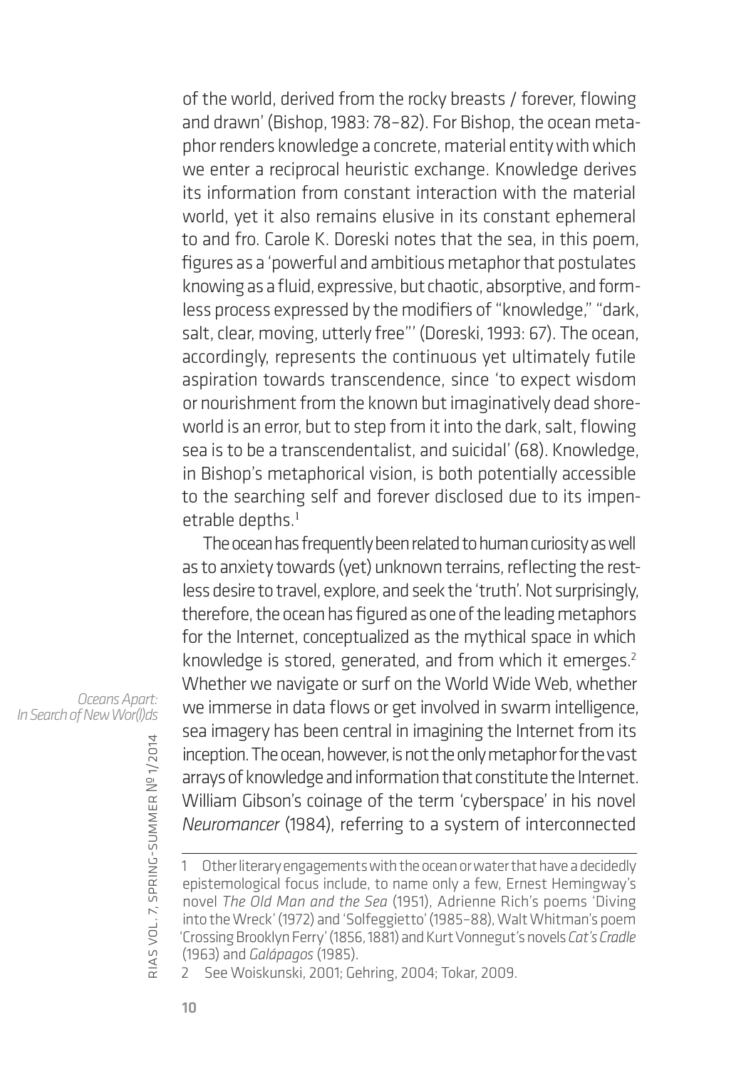of the world, derived from the rocky breasts / forever, flowing and drawn' (Bishop, 1983: 78–82). For Bishop, the ocean metaphor renders knowledge a concrete, material entity with which we enter a reciprocal heuristic exchange. Knowledge derives its information from constant interaction with the material world, yet it also remains elusive in its constant ephemeral to and fro. Carole K. Doreski notes that the sea, in this poem, figures as a 'powerful and ambitious metaphor that postulates knowing as a fluid, expressive, but chaotic, absorptive, and formless process expressed by the modifiers of "knowledge," "dark, salt, clear, moving, utterly free"' (Doreski, 1993: 67). The ocean, accordingly, represents the continuous yet ultimately futile aspiration towards transcendence, since 'to expect wisdom or nourishment from the known but imaginatively dead shoreworld is an error, but to step from it into the dark, salt, flowing sea is to be a transcendentalist, and suicidal' (68). Knowledge, in Bishop's metaphorical vision, is both potentially accessible to the searching self and forever disclosed due to its impenetrable depths.[1]

The ocean has frequently been related to human curiosity as well as to anxiety towards (yet) unknown terrains, reflecting the restless desire to travel, explore, and seek the 'truth'. Not surprisingly, therefore, the ocean has figured as one of the leading metaphors for the Internet, conceptualized as the mythical space in which knowledge is stored, generated, and from which it emerges.[2] Whether we navigate or surf on the World Wide Web, whether we immerse in data flows or get involved in swarm intelligence, sea imagery has been central in imagining the Internet from its inception. The ocean, however, is not the only metaphor for the vast arrays of knowledge and information that constitute the Internet. William Gibson's coinage of the term 'cyberspace' in his novel *Neuromancer* (1984), referring to a system of interconnected

---

1 Other literary engagements with the ocean or water that have a decidedly epistemological focus include, to name only a few, Ernest Hemingway's novel *The Old Man and the Sea* (1951), Adrienne Rich's poems 'Diving into the Wreck' (1972) and 'Solfeggietto' (1985–88), Walt Whitman's poem 'Crossing Brooklyn Ferry' (1856, 1881) and Kurt Vonnegut's novels *Cat's Cradle* (1963) and *Galápagos* (1985).

2 See Woiskunski, 2001; Gehring, 2004; Tokar, 2009.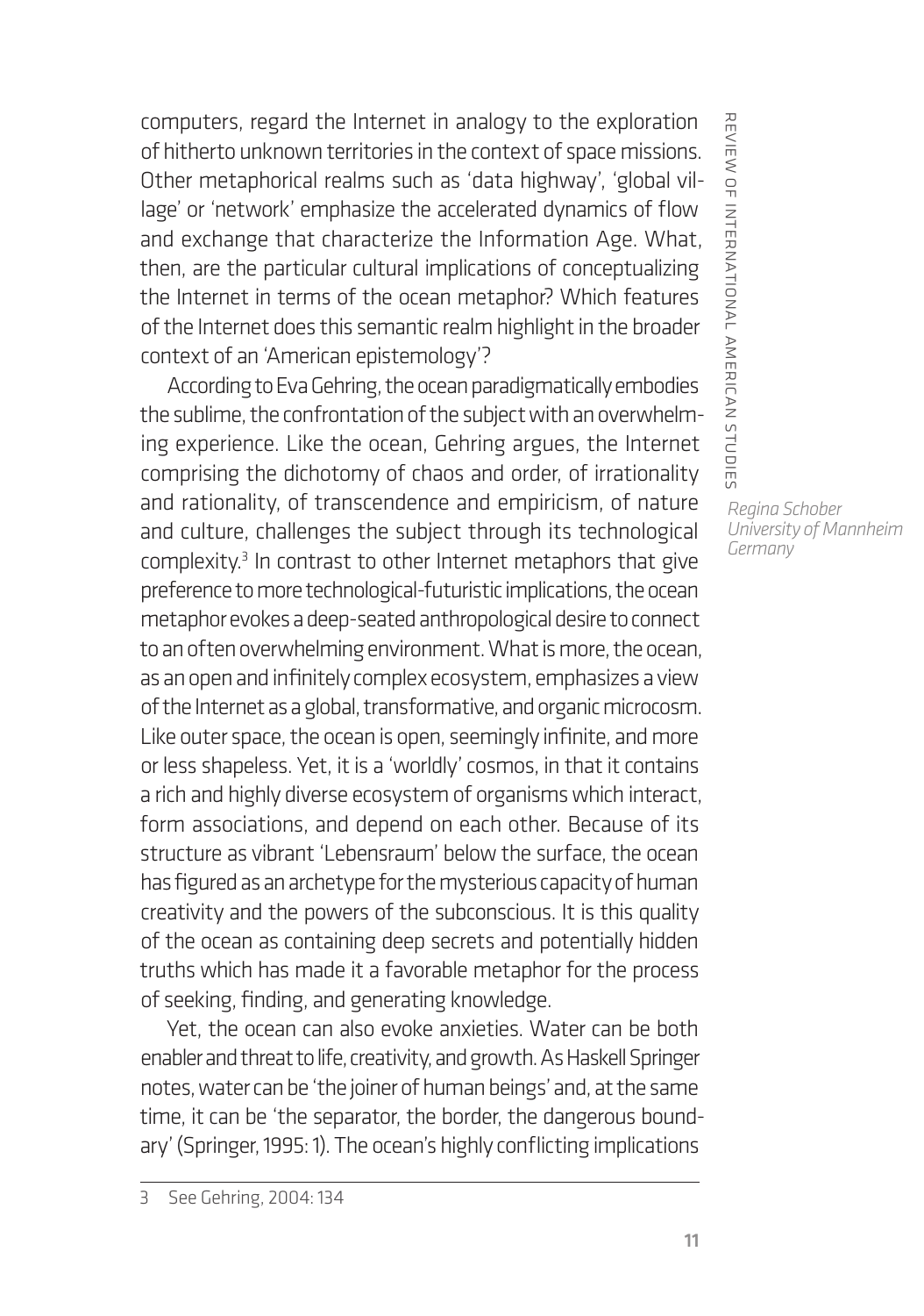computers, regard the Internet in analogy to the exploration of hitherto unknown territories in the context of space missions. Other metaphorical realms such as 'data highway', 'global village' or 'network' emphasize the accelerated dynamics of flow and exchange that characterize the Information Age. What, then, are the particular cultural implications of conceptualizing the Internet in terms of the ocean metaphor? Which features of the Internet does this semantic realm highlight in the broader context of an 'American epistemology'?

According to Eva Gehring, the ocean paradigmatically embodies the sublime, the confrontation of the subject with an overwhelming experience. Like the ocean, Gehring argues, the Internet comprising the dichotomy of chaos and order, of irrationality and rationality, of transcendence and empiricism, of nature and culture, challenges the subject through its technological complexity.[3] In contrast to other Internet metaphors that give preference to more technological-futuristic implications, the ocean metaphor evokes a deep-seated anthropological desire to connect to an often overwhelming environment. What is more, the ocean, as an open and infinitely complex ecosystem, emphasizes a view of the Internet as a global, transformative, and organic microcosm. Like outer space, the ocean is open, seemingly infinite, and more or less shapeless. Yet, it is a 'worldly' cosmos, in that it contains a rich and highly diverse ecosystem of organisms which interact, form associations, and depend on each other. Because of its structure as vibrant 'Lebensraum' below the surface, the ocean has figured as an archetype for the mysterious capacity of human creativity and the powers of the subconscious. It is this quality of the ocean as containing deep secrets and potentially hidden truths which has made it a favorable metaphor for the process of seeking, finding, and generating knowledge.

Yet, the ocean can also evoke anxieties. Water can be both enabler and threat to life, creativity, and growth. As Haskell Springer notes, water can be 'the joiner of human beings' and, at the same time, it can be 'the separator, the border, the dangerous boundary' (Springer, 1995: 1). The ocean's highly conflicting implications

*Regina Schober*
*University of Mannheim*
*Germany*

---

3 See Gehring, 2004: 134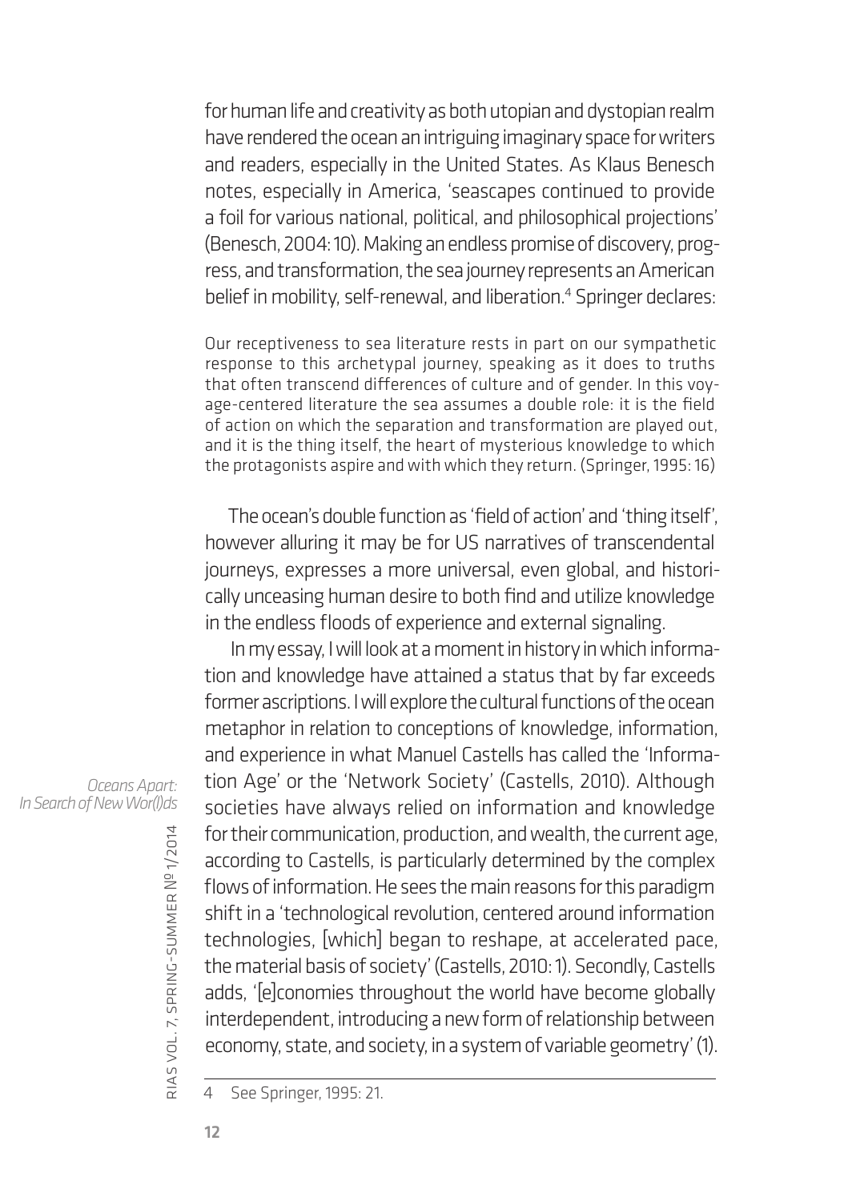for human life and creativity as both utopian and dystopian realm have rendered the ocean an intriguing imaginary space for writers and readers, especially in the United States. As Klaus Benesch notes, especially in America, 'seascapes continued to provide a foil for various national, political, and philosophical projections' (Benesch, 2004: 10). Making an endless promise of discovery, progress, and transformation, the sea journey represents an American belief in mobility, self-renewal, and liberation.[4] Springer declares:

> Our receptiveness to sea literature rests in part on our sympathetic response to this archetypal journey, speaking as it does to truths that often transcend differences of culture and of gender. In this voyage-centered literature the sea assumes a double role: it is the field of action on which the separation and transformation are played out, and it is the thing itself, the heart of mysterious knowledge to which the protagonists aspire and with which they return. (Springer, 1995: 16)

The ocean's double function as 'field of action' and 'thing itself', however alluring it may be for US narratives of transcendental journeys, expresses a more universal, even global, and historically unceasing human desire to both find and utilize knowledge in the endless floods of experience and external signaling.

In my essay, I will look at a moment in history in which information and knowledge have attained a status that by far exceeds former ascriptions. I will explore the cultural functions of the ocean metaphor in relation to conceptions of knowledge, information, and experience in what Manuel Castells has called the 'Information Age' or the 'Network Society' (Castells, 2010). Although societies have always relied on information and knowledge for their communication, production, and wealth, the current age, according to Castells, is particularly determined by the complex flows of information. He sees the main reasons for this paradigm shift in a 'technological revolution, centered around information technologies, [which] began to reshape, at accelerated pace, the material basis of society' (Castells, 2010: 1). Secondly, Castells adds, '[e]conomies throughout the world have become globally interdependent, introducing a new form of relationship between economy, state, and society, in a system of variable geometry' (1).

---

4 See Springer, 1995: 21.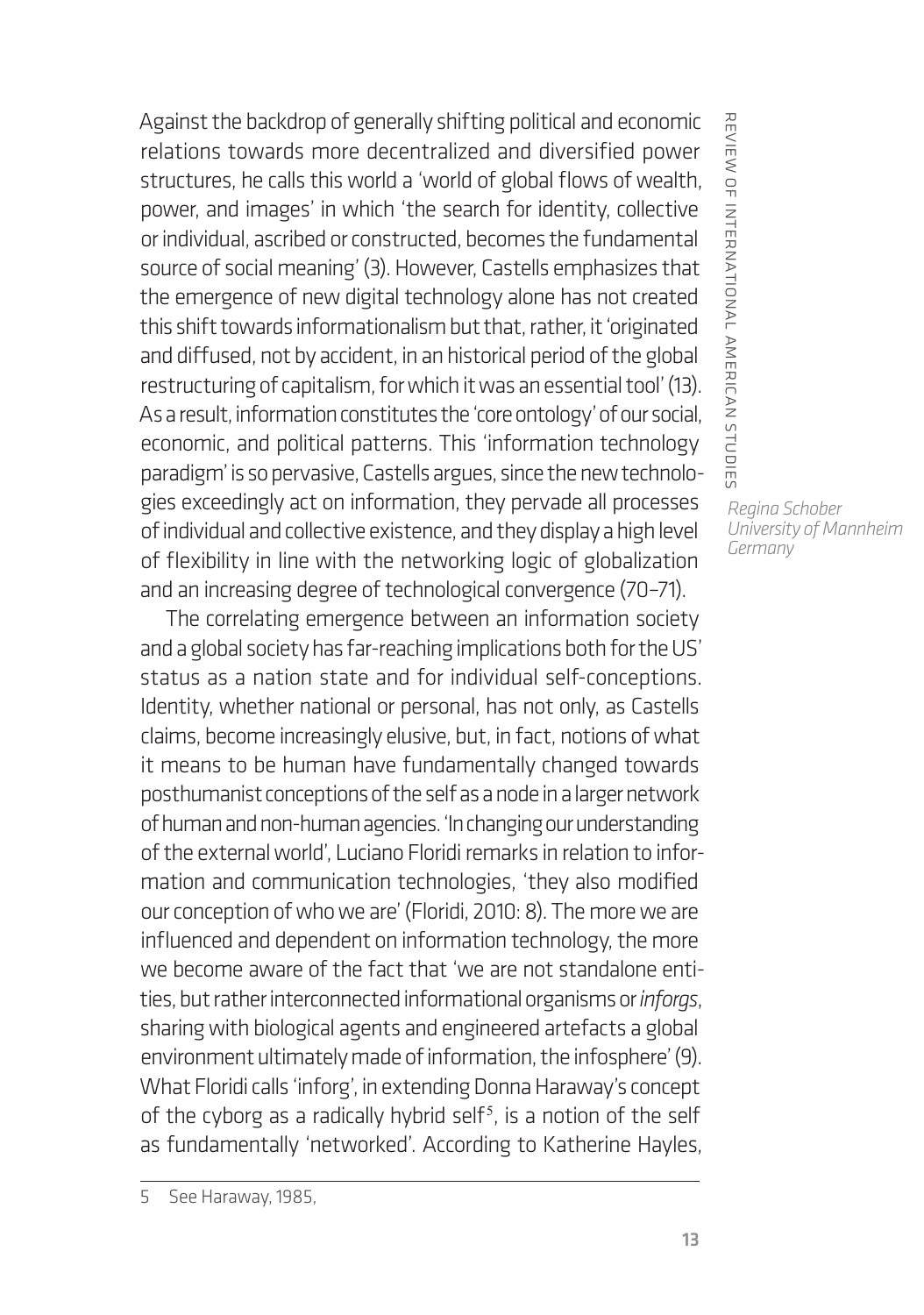Against the backdrop of generally shifting political and economic relations towards more decentralized and diversified power structures, he calls this world a 'world of global flows of wealth, power, and images' in which 'the search for identity, collective or individual, ascribed or constructed, becomes the fundamental source of social meaning' (3). However, Castells emphasizes that the emergence of new digital technology alone has not created this shift towards informationalism but that, rather, it 'originated and diffused, not by accident, in an historical period of the global restructuring of capitalism, for which it was an essential tool' (13). As a result, information constitutes the 'core ontology' of our social, economic, and political patterns. This 'information technology paradigm' is so pervasive, Castells argues, since the new technologies exceedingly act on information, they pervade all processes of individual and collective existence, and they display a high level of flexibility in line with the networking logic of globalization and an increasing degree of technological convergence (70–71).

The correlating emergence between an information society and a global society has far-reaching implications both for the US' status as a nation state and for individual self-conceptions. Identity, whether national or personal, has not only, as Castells claims, become increasingly elusive, but, in fact, notions of what it means to be human have fundamentally changed towards posthumanist conceptions of the self as a node in a larger network of human and non-human agencies. 'In changing our understanding of the external world', Luciano Floridi remarks in relation to information and communication technologies, 'they also modified our conception of who we are' (Floridi, 2010: 8). The more we are influenced and dependent on information technology, the more we become aware of the fact that 'we are not standalone entities, but rather interconnected informational organisms or *inforgs*, sharing with biological agents and engineered artefacts a global environment ultimately made of information, the infosphere' (9). What Floridi calls 'inforg', in extending Donna Haraway's concept of the cyborg as a radically hybrid self[5], is a notion of the self as fundamentally 'networked'. According to Katherine Hayles,

*Regina Schober*
*University of Mannheim*
*Germany*

---

5 See Haraway, 1985,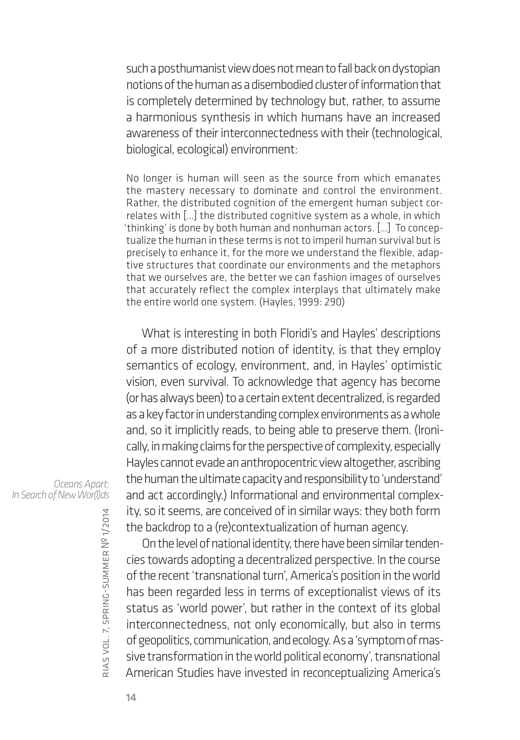such a posthumanist view does not mean to fall back on dystopian notions of the human as a disembodied cluster of information that is completely determined by technology but, rather, to assume a harmonious synthesis in which humans have an increased awareness of their interconnectedness with their (technological, biological, ecological) environment:

> No longer is human will seen as the source from which emanates the mastery necessary to dominate and control the environment. Rather, the distributed cognition of the emergent human subject correlates with [...] the distributed cognitive system as a whole, in which 'thinking' is done by both human and nonhuman actors. [...] To conceptualize the human in these terms is not to imperil human survival but is precisely to enhance it, for the more we understand the flexible, adaptive structures that coordinate our environments and the metaphors that we ourselves are, the better we can fashion images of ourselves that accurately reflect the complex interplays that ultimately make the entire world one system. (Hayles, 1999: 290)

What is interesting in both Floridi's and Hayles' descriptions of a more distributed notion of identity, is that they employ semantics of ecology, environment, and, in Hayles' optimistic vision, even survival. To acknowledge that agency has become (or has always been) to a certain extent decentralized, is regarded as a key factor in understanding complex environments as a whole and, so it implicitly reads, to being able to preserve them. (Ironically, in making claims for the perspective of complexity, especially Hayles cannot evade an anthropocentric view altogether, ascribing the human the ultimate capacity and responsibility to 'understand' and act accordingly.) Informational and environmental complexity, so it seems, are conceived of in similar ways: they both form the backdrop to a (re)contextualization of human agency.

On the level of national identity, there have been similar tendencies towards adopting a decentralized perspective. In the course of the recent 'transnational turn', America's position in the world has been regarded less in terms of exceptionalist views of its status as 'world power', but rather in the context of its global interconnectedness, not only economically, but also in terms of geopolitics, communication, and ecology. As a 'symptom of massive transformation in the world political economy', transnational American Studies have invested in reconceptualizing America's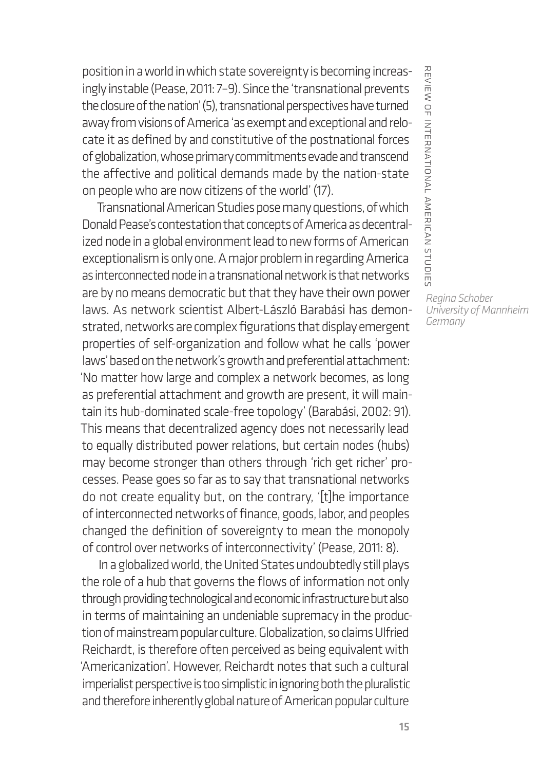position in a world in which state sovereignty is becoming increasingly instable (Pease, 2011: 7–9). Since the 'transnational prevents the closure of the nation' (5), transnational perspectives have turned away from visions of America 'as exempt and exceptional and relocate it as defined by and constitutive of the postnational forces of globalization, whose primary commitments evade and transcend the affective and political demands made by the nation-state on people who are now citizens of the world' (17).

Transnational American Studies pose many questions, of which Donald Pease's contestation that concepts of America as decentralized node in a global environment lead to new forms of American exceptionalism is only one. A major problem in regarding America as interconnected node in a transnational network is that networks are by no means democratic but that they have their own power laws. As network scientist Albert-László Barabási has demonstrated, networks are complex figurations that display emergent properties of self-organization and follow what he calls 'power laws' based on the network's growth and preferential attachment: 'No matter how large and complex a network becomes, as long as preferential attachment and growth are present, it will maintain its hub-dominated scale-free topology' (Barabási, 2002: 91). This means that decentralized agency does not necessarily lead to equally distributed power relations, but certain nodes (hubs) may become stronger than others through 'rich get richer' processes. Pease goes so far as to say that transnational networks do not create equality but, on the contrary, '[t]he importance of interconnected networks of finance, goods, labor, and peoples changed the definition of sovereignty to mean the monopoly of control over networks of interconnectivity' (Pease, 2011: 8).

In a globalized world, the United States undoubtedly still plays the role of a hub that governs the flows of information not only through providing technological and economic infrastructure but also in terms of maintaining an undeniable supremacy in the production of mainstream popular culture. Globalization, so claims Ulfried Reichardt, is therefore often perceived as being equivalent with 'Americanization'. However, Reichardt notes that such a cultural imperialist perspective is too simplistic in ignoring both the pluralistic and therefore inherently global nature of American popular culture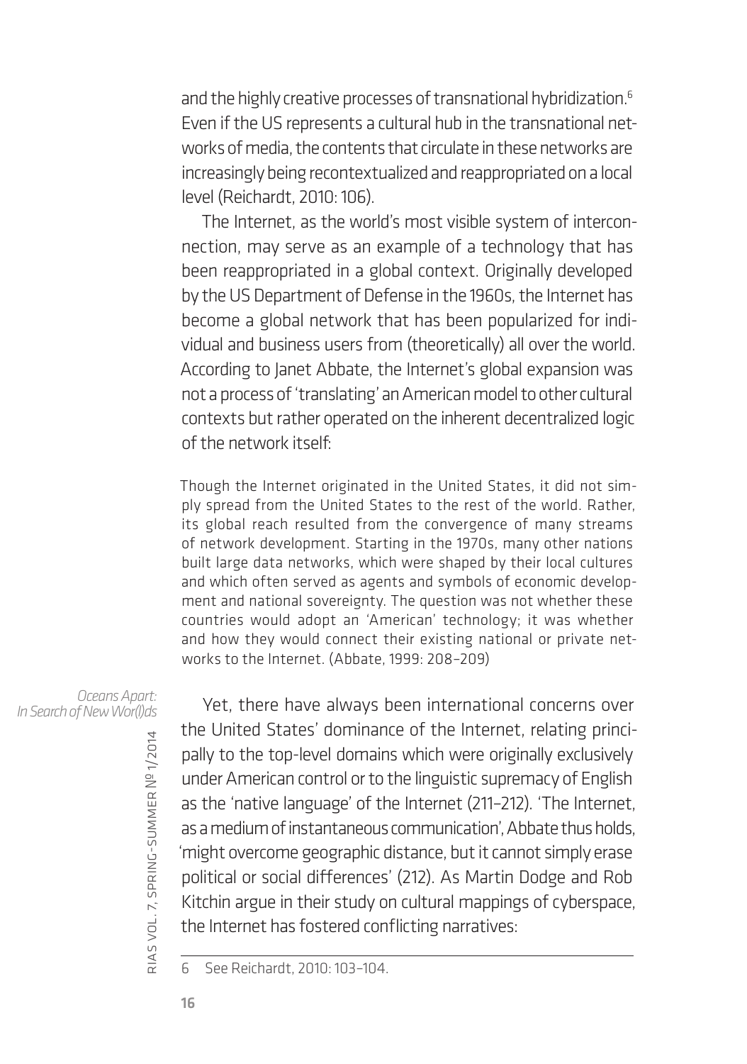and the highly creative processes of transnational hybridization.[6] Even if the US represents a cultural hub in the transnational networks of media, the contents that circulate in these networks are increasingly being recontextualized and reappropriated on a local level (Reichardt, 2010: 106).

The Internet, as the world's most visible system of interconnection, may serve as an example of a technology that has been reappropriated in a global context. Originally developed by the US Department of Defense in the 1960s, the Internet has become a global network that has been popularized for individual and business users from (theoretically) all over the world. According to Janet Abbate, the Internet's global expansion was not a process of 'translating' an American model to other cultural contexts but rather operated on the inherent decentralized logic of the network itself:

> Though the Internet originated in the United States, it did not simply spread from the United States to the rest of the world. Rather, its global reach resulted from the convergence of many streams of network development. Starting in the 1970s, many other nations built large data networks, which were shaped by their local cultures and which often served as agents and symbols of economic development and national sovereignty. The question was not whether these countries would adopt an 'American' technology; it was whether and how they would connect their existing national or private networks to the Internet. (Abbate, 1999: 208–209)

Yet, there have always been international concerns over the United States' dominance of the Internet, relating principally to the top-level domains which were originally exclusively under American control or to the linguistic supremacy of English as the 'native language' of the Internet (211–212). 'The Internet, as a medium of instantaneous communication', Abbate thus holds, 'might overcome geographic distance, but it cannot simply erase political or social differences' (212). As Martin Dodge and Rob Kitchin argue in their study on cultural mappings of cyberspace, the Internet has fostered conflicting narratives:

---

6 See Reichardt, 2010: 103–104.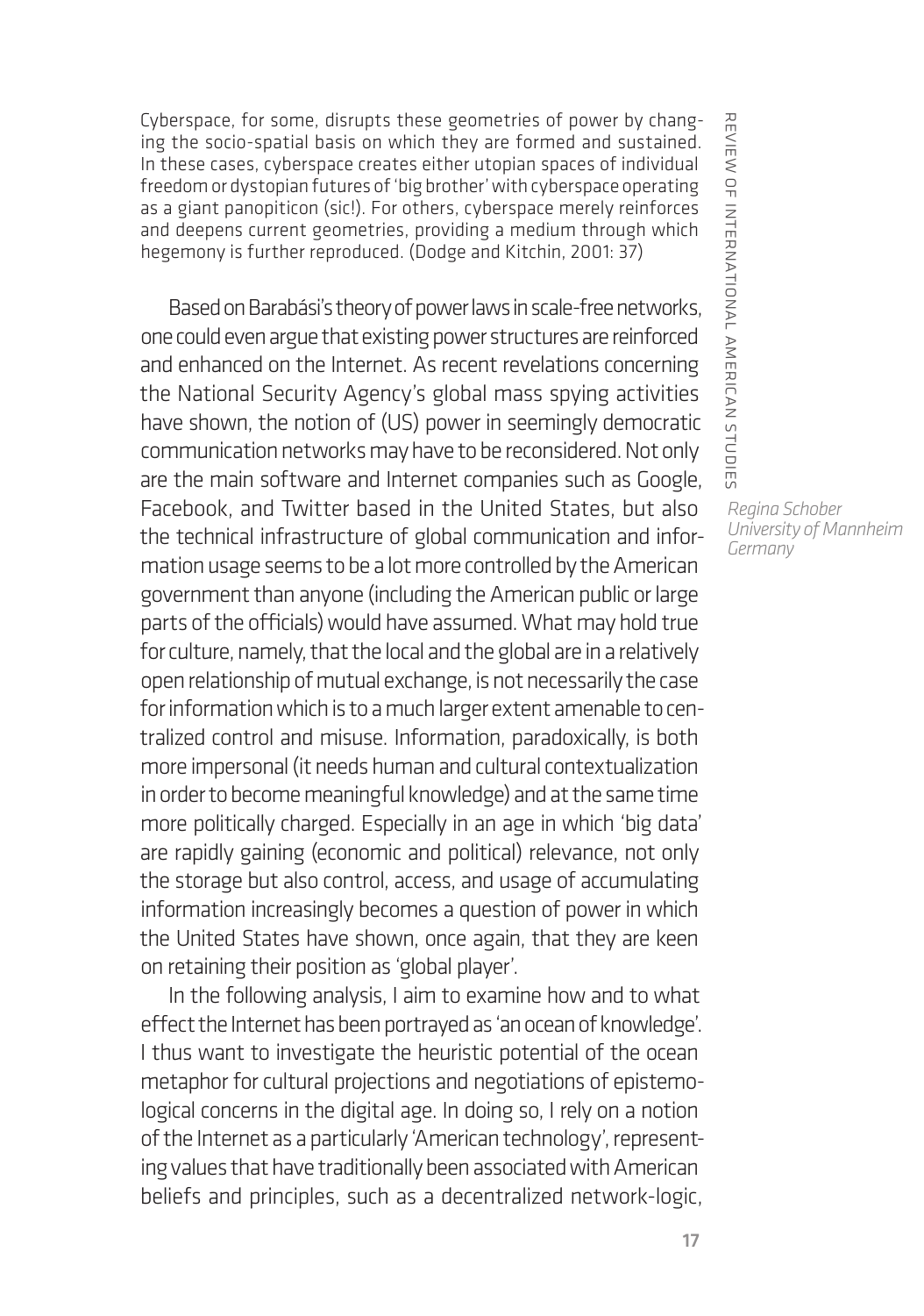> Cyberspace, for some, disrupts these geometries of power by changing the socio-spatial basis on which they are formed and sustained. In these cases, cyberspace creates either utopian spaces of individual freedom or dystopian futures of 'big brother' with cyberspace operating as a giant panopiticon (sic!). For others, cyberspace merely reinforces and deepens current geometries, providing a medium through which hegemony is further reproduced. (Dodge and Kitchin, 2001: 37)

Based on Barabási's theory of power laws in scale-free networks, one could even argue that existing power structures are reinforced and enhanced on the Internet. As recent revelations concerning the National Security Agency's global mass spying activities have shown, the notion of (US) power in seemingly democratic communication networks may have to be reconsidered. Not only are the main software and Internet companies such as Google, Facebook, and Twitter based in the United States, but also the technical infrastructure of global communication and information usage seems to be a lot more controlled by the American government than anyone (including the American public or large parts of the officials) would have assumed. What may hold true for culture, namely, that the local and the global are in a relatively open relationship of mutual exchange, is not necessarily the case for information which is to a much larger extent amenable to centralized control and misuse. Information, paradoxically, is both more impersonal (it needs human and cultural contextualization in order to become meaningful knowledge) and at the same time more politically charged. Especially in an age in which 'big data' are rapidly gaining (economic and political) relevance, not only the storage but also control, access, and usage of accumulating information increasingly becomes a question of power in which the United States have shown, once again, that they are keen on retaining their position as 'global player'.

In the following analysis, I aim to examine how and to what effect the Internet has been portrayed as 'an ocean of knowledge'. I thus want to investigate the heuristic potential of the ocean metaphor for cultural projections and negotiations of epistemological concerns in the digital age. In doing so, I rely on a notion of the Internet as a particularly 'American technology', representing values that have traditionally been associated with American beliefs and principles, such as a decentralized network-logic,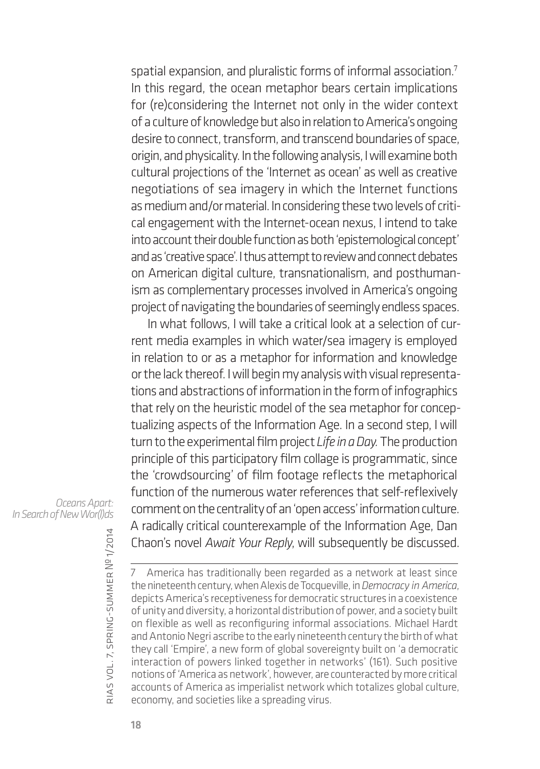spatial expansion, and pluralistic forms of informal association.[7] In this regard, the ocean metaphor bears certain implications for (re)considering the Internet not only in the wider context of a culture of knowledge but also in relation to America's ongoing desire to connect, transform, and transcend boundaries of space, origin, and physicality. In the following analysis, I will examine both cultural projections of the 'Internet as ocean' as well as creative negotiations of sea imagery in which the Internet functions as medium and/or material. In considering these two levels of critical engagement with the Internet-ocean nexus, I intend to take into account their double function as both 'epistemological concept' and as 'creative space'. I thus attempt to review and connect debates on American digital culture, transnationalism, and posthumanism as complementary processes involved in America's ongoing project of navigating the boundaries of seemingly endless spaces.

In what follows, I will take a critical look at a selection of current media examples in which water/sea imagery is employed in relation to or as a metaphor for information and knowledge or the lack thereof. I will begin my analysis with visual representations and abstractions of information in the form of infographics that rely on the heuristic model of the sea metaphor for conceptualizing aspects of the Information Age. In a second step, I will turn to the experimental film project *Life in a Day.* The production principle of this participatory film collage is programmatic, since the 'crowdsourcing' of film footage reflects the metaphorical function of the numerous water references that self-reflexively comment on the centrality of an 'open access' information culture. A radically critical counterexample of the Information Age, Dan Chaon's novel *Await Your Reply*, will subsequently be discussed.

---

7 America has traditionally been regarded as a network at least since the nineteenth century, when Alexis de Tocqueville, in *Democracy in America*, depicts America's receptiveness for democratic structures in a coexistence of unity and diversity, a horizontal distribution of power, and a society built on flexible as well as reconfiguring informal associations. Michael Hardt and Antonio Negri ascribe to the early nineteenth century the birth of what they call 'Empire', a new form of global sovereignty built on 'a democratic interaction of powers linked together in networks' (161). Such positive notions of 'America as network', however, are counteracted by more critical accounts of America as imperialist network which totalizes global culture, economy, and societies like a spreading virus.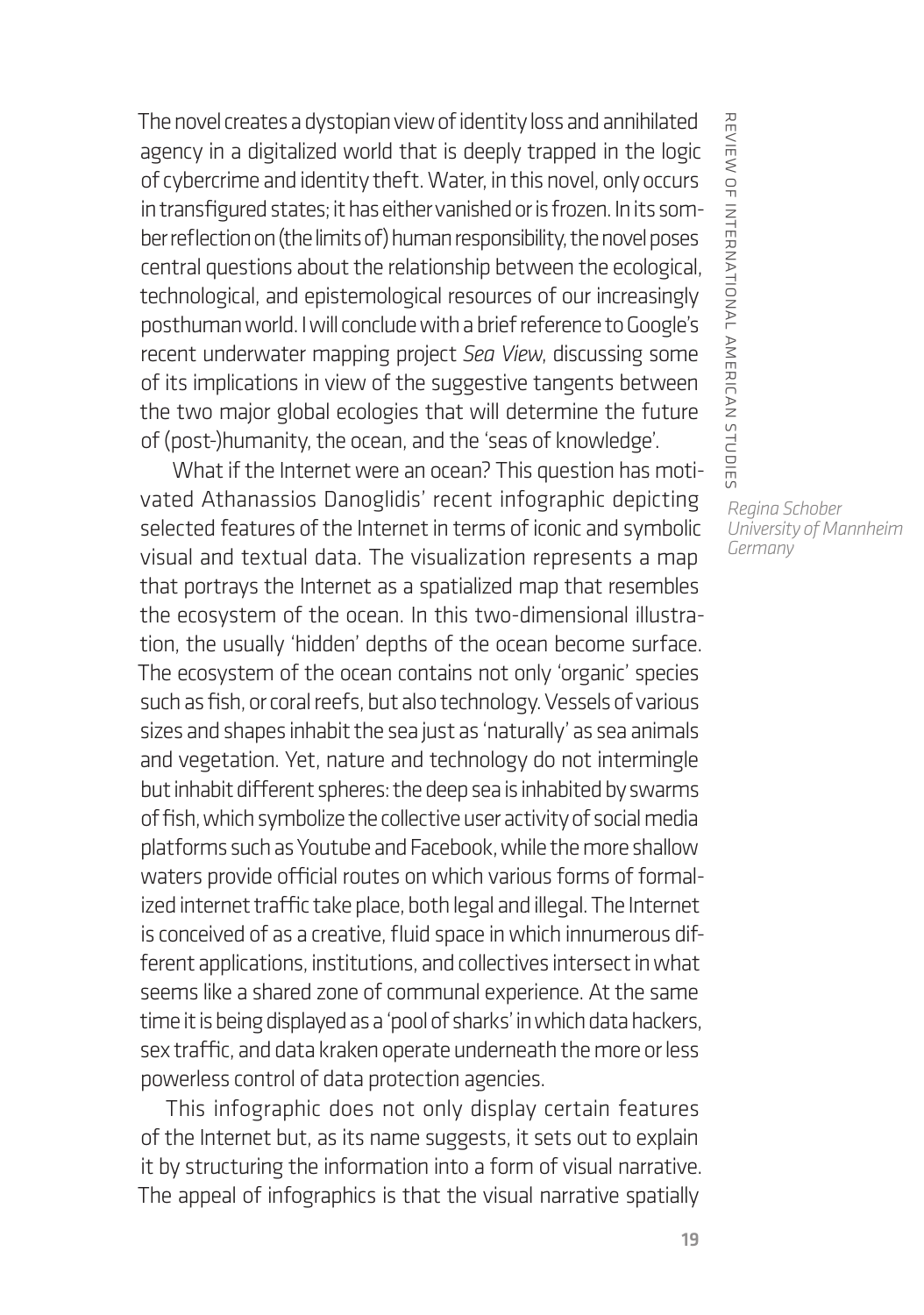The novel creates a dystopian view of identity loss and annihilated agency in a digitalized world that is deeply trapped in the logic of cybercrime and identity theft. Water, in this novel, only occurs in transfigured states; it has either vanished or is frozen. In its somber reflection on (the limits of) human responsibility, the novel poses central questions about the relationship between the ecological, technological, and epistemological resources of our increasingly posthuman world. I will conclude with a brief reference to Google's recent underwater mapping project *Sea View*, discussing some of its implications in view of the suggestive tangents between the two major global ecologies that will determine the future of (post-)humanity, the ocean, and the 'seas of knowledge'.

What if the Internet were an ocean? This question has motivated Athanassios Danoglidis' recent infographic depicting selected features of the Internet in terms of iconic and symbolic visual and textual data. The visualization represents a map that portrays the Internet as a spatialized map that resembles the ecosystem of the ocean. In this two-dimensional illustration, the usually 'hidden' depths of the ocean become surface. The ecosystem of the ocean contains not only 'organic' species such as fish, or coral reefs, but also technology. Vessels of various sizes and shapes inhabit the sea just as 'naturally' as sea animals and vegetation. Yet, nature and technology do not intermingle but inhabit different spheres: the deep sea is inhabited by swarms of fish, which symbolize the collective user activity of social media platforms such as Youtube and Facebook, while the more shallow waters provide official routes on which various forms of formalized internet traffic take place, both legal and illegal. The Internet is conceived of as a creative, fluid space in which innumerous different applications, institutions, and collectives intersect in what seems like a shared zone of communal experience. At the same time it is being displayed as a 'pool of sharks' in which data hackers, sex traffic, and data kraken operate underneath the more or less powerless control of data protection agencies.

This infographic does not only display certain features of the Internet but, as its name suggests, it sets out to explain it by structuring the information into a form of visual narrative. The appeal of infographics is that the visual narrative spatially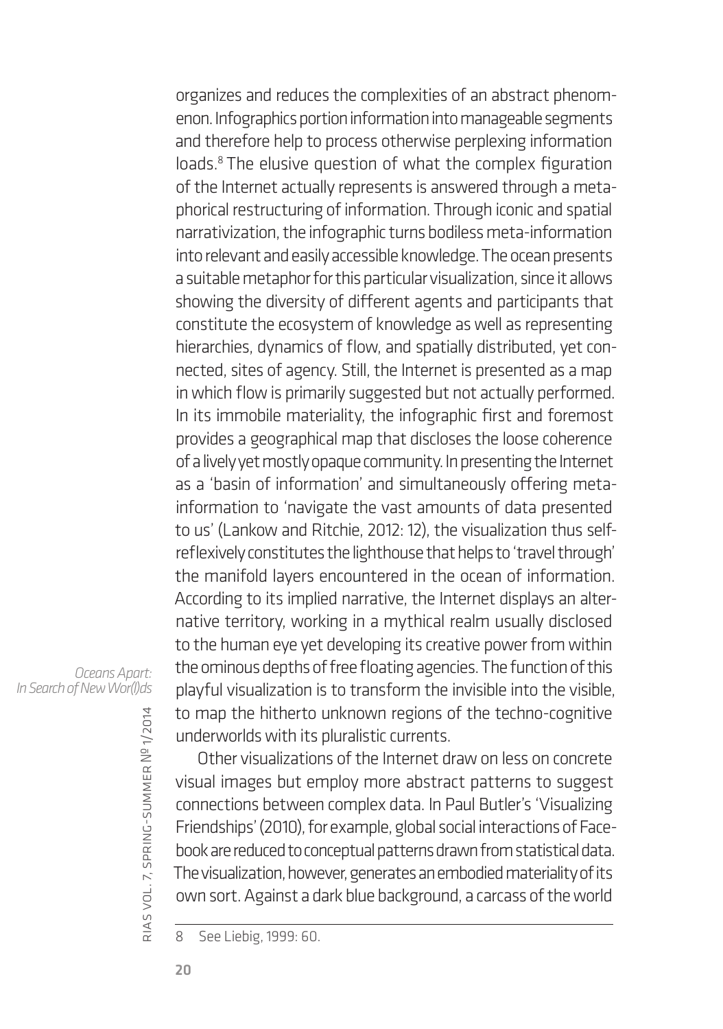organizes and reduces the complexities of an abstract phenomenon. Infographics portion information into manageable segments and therefore help to process otherwise perplexing information loads.[8] The elusive question of what the complex figuration of the Internet actually represents is answered through a metaphorical restructuring of information. Through iconic and spatial narrativization, the infographic turns bodiless meta-information into relevant and easily accessible knowledge. The ocean presents a suitable metaphor for this particular visualization, since it allows showing the diversity of different agents and participants that constitute the ecosystem of knowledge as well as representing hierarchies, dynamics of flow, and spatially distributed, yet connected, sites of agency. Still, the Internet is presented as a map in which flow is primarily suggested but not actually performed. In its immobile materiality, the infographic first and foremost provides a geographical map that discloses the loose coherence of a lively yet mostly opaque community. In presenting the Internet as a 'basin of information' and simultaneously offering meta-information to 'navigate the vast amounts of data presented to us' (Lankow and Ritchie, 2012: 12), the visualization thus self-reflexively constitutes the lighthouse that helps to 'travel through' the manifold layers encountered in the ocean of information. According to its implied narrative, the Internet displays an alternative territory, working in a mythical realm usually disclosed to the human eye yet developing its creative power from within the ominous depths of free floating agencies. The function of this playful visualization is to transform the invisible into the visible, to map the hitherto unknown regions of the techno-cognitive underworlds with its pluralistic currents.

Other visualizations of the Internet draw on less on concrete visual images but employ more abstract patterns to suggest connections between complex data. In Paul Butler's 'Visualizing Friendships' (2010), for example, global social interactions of Facebook are reduced to conceptual patterns drawn from statistical data. The visualization, however, generates an embodied materiality of its own sort. Against a dark blue background, a carcass of the world

8 See Liebig, 1999: 60.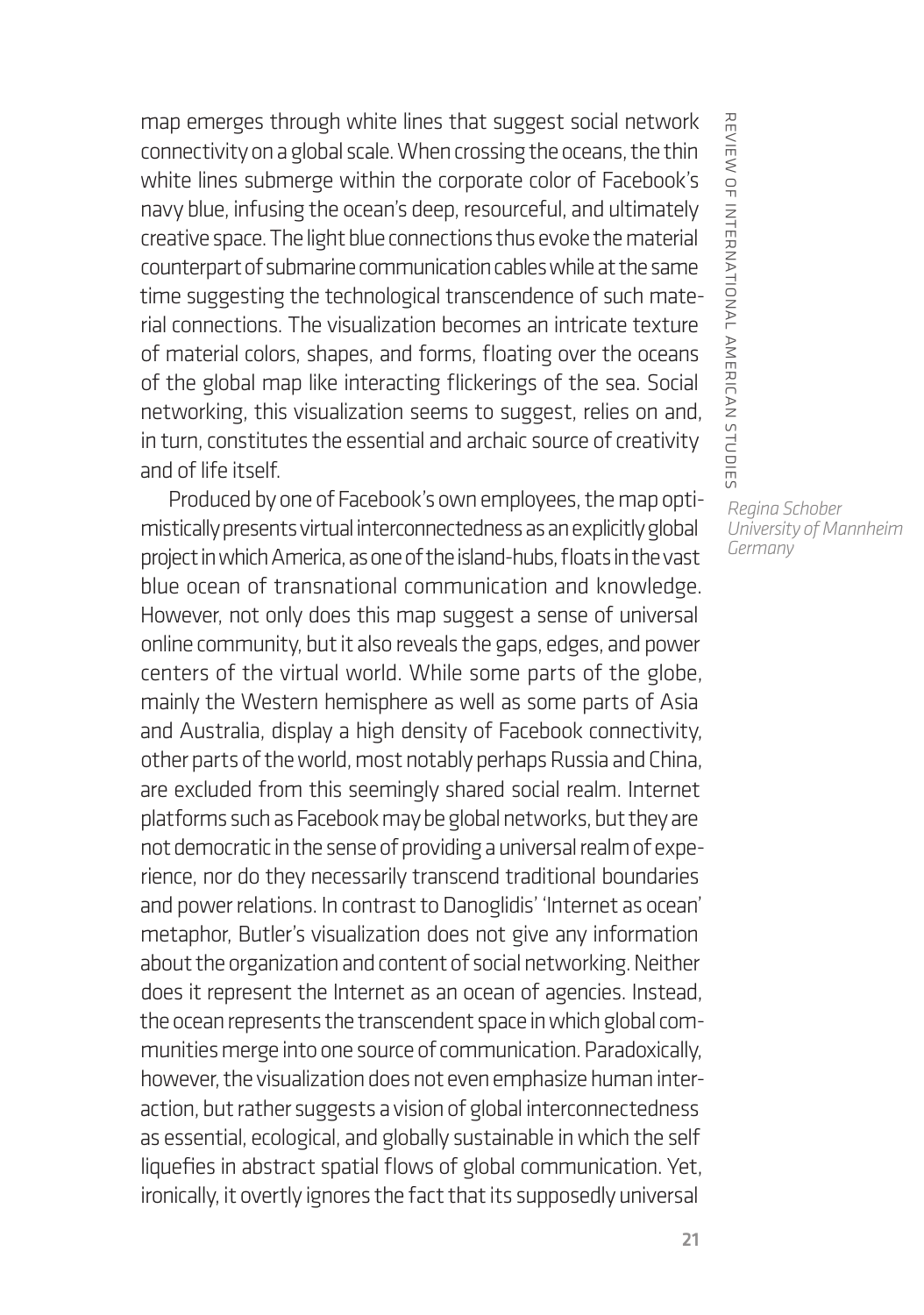map emerges through white lines that suggest social network connectivity on a global scale. When crossing the oceans, the thin white lines submerge within the corporate color of Facebook's navy blue, infusing the ocean's deep, resourceful, and ultimately creative space. The light blue connections thus evoke the material counterpart of submarine communication cables while at the same time suggesting the technological transcendence of such material connections. The visualization becomes an intricate texture of material colors, shapes, and forms, floating over the oceans of the global map like interacting flickerings of the sea. Social networking, this visualization seems to suggest, relies on and, in turn, constitutes the essential and archaic source of creativity and of life itself.

Produced by one of Facebook's own employees, the map optimistically presents virtual interconnectedness as an explicitly global project in which America, as one of the island-hubs, floats in the vast blue ocean of transnational communication and knowledge. However, not only does this map suggest a sense of universal online community, but it also reveals the gaps, edges, and power centers of the virtual world. While some parts of the globe, mainly the Western hemisphere as well as some parts of Asia and Australia, display a high density of Facebook connectivity, other parts of the world, most notably perhaps Russia and China, are excluded from this seemingly shared social realm. Internet platforms such as Facebook may be global networks, but they are not democratic in the sense of providing a universal realm of experience, nor do they necessarily transcend traditional boundaries and power relations. In contrast to Danoglidis' 'Internet as ocean' metaphor, Butler's visualization does not give any information about the organization and content of social networking. Neither does it represent the Internet as an ocean of agencies. Instead, the ocean represents the transcendent space in which global communities merge into one source of communication. Paradoxically, however, the visualization does not even emphasize human interaction, but rather suggests a vision of global interconnectedness as essential, ecological, and globally sustainable in which the self liquefies in abstract spatial flows of global communication. Yet, ironically, it overtly ignores the fact that its supposedly universal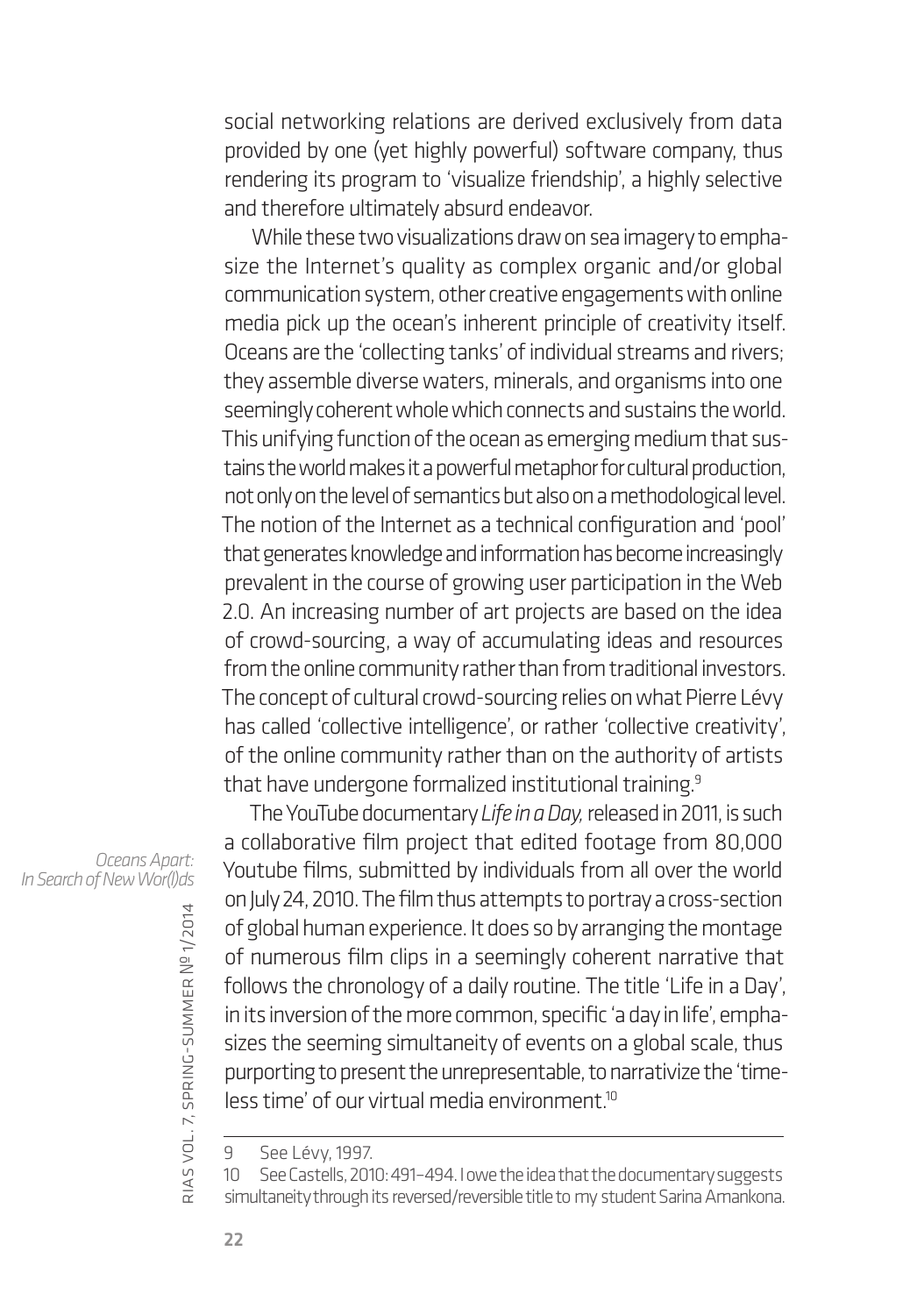social networking relations are derived exclusively from data provided by one (yet highly powerful) software company, thus rendering its program to 'visualize friendship', a highly selective and therefore ultimately absurd endeavor.

While these two visualizations draw on sea imagery to emphasize the Internet's quality as complex organic and/or global communication system, other creative engagements with online media pick up the ocean's inherent principle of creativity itself. Oceans are the 'collecting tanks' of individual streams and rivers; they assemble diverse waters, minerals, and organisms into one seemingly coherent whole which connects and sustains the world. This unifying function of the ocean as emerging medium that sustains the world makes it a powerful metaphor for cultural production, not only on the level of semantics but also on a methodological level. The notion of the Internet as a technical configuration and 'pool' that generates knowledge and information has become increasingly prevalent in the course of growing user participation in the Web 2.0. An increasing number of art projects are based on the idea of crowd-sourcing, a way of accumulating ideas and resources from the online community rather than from traditional investors. The concept of cultural crowd-sourcing relies on what Pierre Lévy has called 'collective intelligence', or rather 'collective creativity', of the online community rather than on the authority of artists that have undergone formalized institutional training.[9]

The YouTube documentary *Life in a Day,* released in 2011, is such a collaborative film project that edited footage from 80,000 Youtube films, submitted by individuals from all over the world on July 24, 2010. The film thus attempts to portray a cross-section of global human experience. It does so by arranging the montage of numerous film clips in a seemingly coherent narrative that follows the chronology of a daily routine. The title 'Life in a Day', in its inversion of the more common, specific 'a day in life', emphasizes the seeming simultaneity of events on a global scale, thus purporting to present the unrepresentable, to narrativize the 'timeless time' of our virtual media environment.[10]

---

9 See Lévy, 1997.

10 See Castells, 2010: 491–494. I owe the idea that the documentary suggests simultaneity through its reversed/reversible title to my student Sarina Amankona.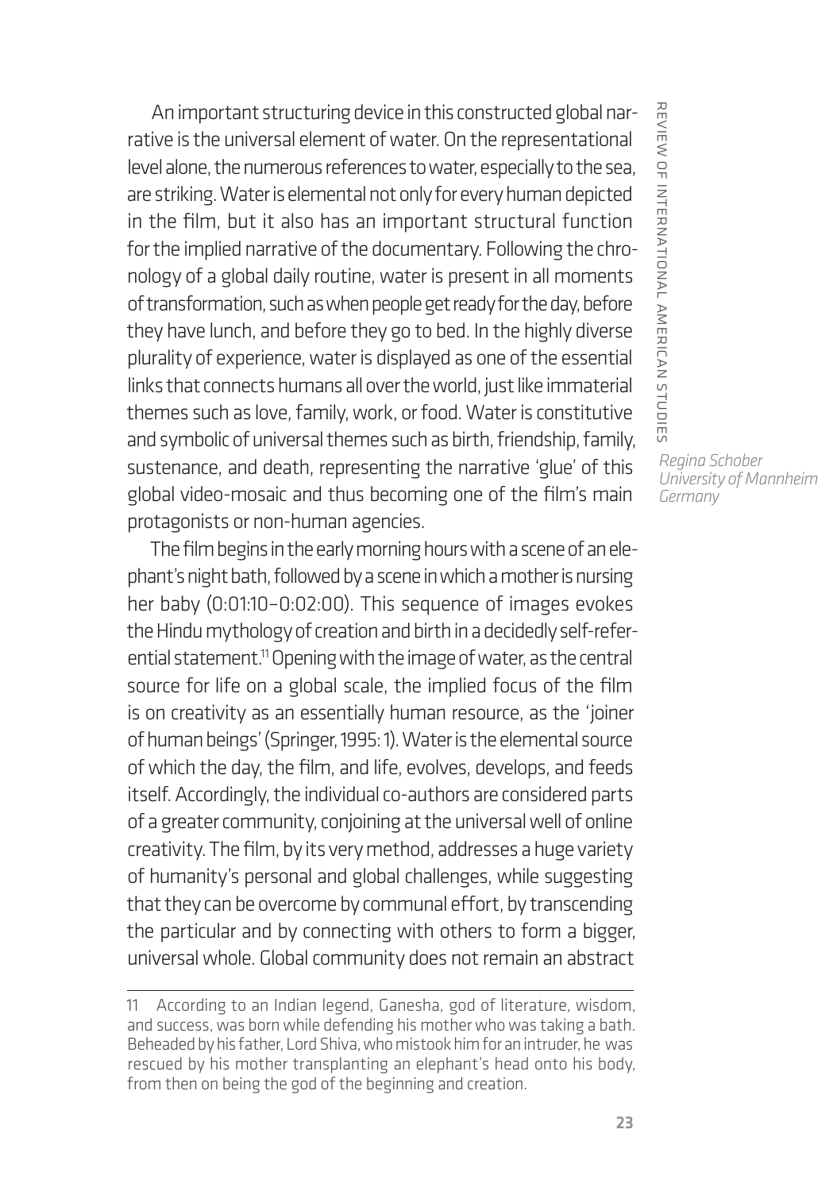An important structuring device in this constructed global narrative is the universal element of water. On the representational level alone, the numerous references to water, especially to the sea, are striking. Water is elemental not only for every human depicted in the film, but it also has an important structural function for the implied narrative of the documentary. Following the chronology of a global daily routine, water is present in all moments of transformation, such as when people get ready for the day, before they have lunch, and before they go to bed. In the highly diverse plurality of experience, water is displayed as one of the essential links that connects humans all over the world, just like immaterial themes such as love, family, work, or food. Water is constitutive and symbolic of universal themes such as birth, friendship, family, sustenance, and death, representing the narrative 'glue' of this global video-mosaic and thus becoming one of the film's main protagonists or non-human agencies.

The film begins in the early morning hours with a scene of an elephant's night bath, followed by a scene in which a mother is nursing her baby (0:01:10–0:02:00). This sequence of images evokes the Hindu mythology of creation and birth in a decidedly self-referential statement.[11] Opening with the image of water, as the central source for life on a global scale, the implied focus of the film is on creativity as an essentially human resource, as the 'joiner of human beings' (Springer, 1995: 1). Water is the elemental source of which the day, the film, and life, evolves, develops, and feeds itself. Accordingly, the individual co-authors are considered parts of a greater community, conjoining at the universal well of online creativity. The film, by its very method, addresses a huge variety of humanity's personal and global challenges, while suggesting that they can be overcome by communal effort, by transcending the particular and by connecting with others to form a bigger, universal whole. Global community does not remain an abstract

11 According to an Indian legend, Ganesha, god of literature, wisdom, and success, was born while defending his mother who was taking a bath. Beheaded by his father, Lord Shiva, who mistook him for an intruder, he was rescued by his mother transplanting an elephant's head onto his body, from then on being the god of the beginning and creation.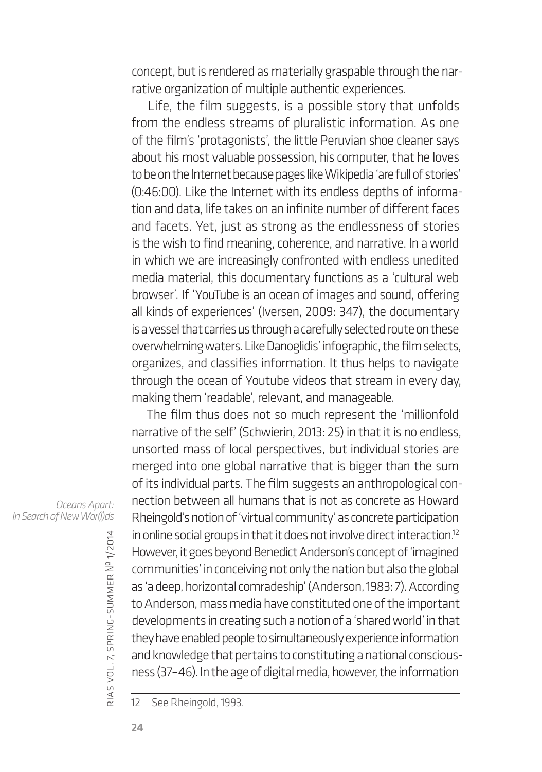concept, but is rendered as materially graspable through the narrative organization of multiple authentic experiences.

Life, the film suggests, is a possible story that unfolds from the endless streams of pluralistic information. As one of the film's 'protagonists', the little Peruvian shoe cleaner says about his most valuable possession, his computer, that he loves to be on the Internet because pages like Wikipedia 'are full of stories' (0:46:00). Like the Internet with its endless depths of information and data, life takes on an infinite number of different faces and facets. Yet, just as strong as the endlessness of stories is the wish to find meaning, coherence, and narrative. In a world in which we are increasingly confronted with endless unedited media material, this documentary functions as a 'cultural web browser'. If 'YouTube is an ocean of images and sound, offering all kinds of experiences' (Iversen, 2009: 347), the documentary is a vessel that carries us through a carefully selected route on these overwhelming waters. Like Danoglidis' infographic, the film selects, organizes, and classifies information. It thus helps to navigate through the ocean of Youtube videos that stream in every day, making them 'readable', relevant, and manageable.

The film thus does not so much represent the 'millionfold narrative of the self' (Schwierin, 2013: 25) in that it is no endless, unsorted mass of local perspectives, but individual stories are merged into one global narrative that is bigger than the sum of its individual parts. The film suggests an anthropological connection between all humans that is not as concrete as Howard Rheingold's notion of 'virtual community' as concrete participation in online social groups in that it does not involve direct interaction.[12] However, it goes beyond Benedict Anderson's concept of 'imagined communities' in conceiving not only the nation but also the global as 'a deep, horizontal comradeship' (Anderson, 1983: 7). According to Anderson, mass media have constituted one of the important developments in creating such a notion of a 'shared world' in that they have enabled people to simultaneously experience information and knowledge that pertains to constituting a national consciousness (37–46). In the age of digital media, however, the information

12 See Rheingold, 1993.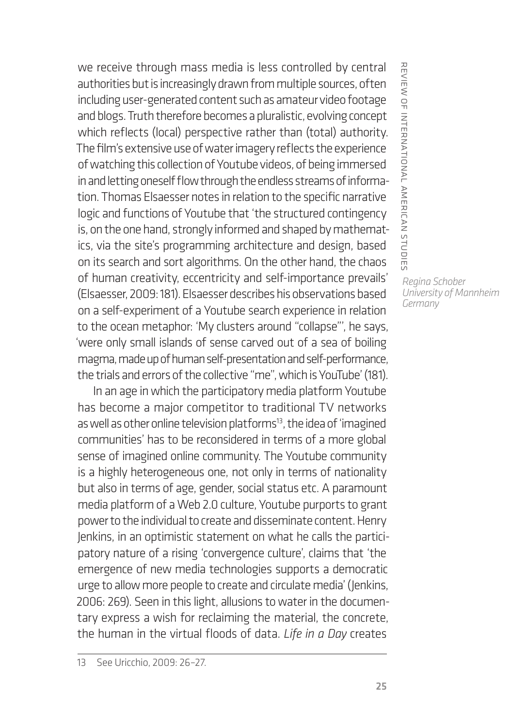we receive through mass media is less controlled by central authorities but is increasingly drawn from multiple sources, often including user-generated content such as amateur video footage and blogs. Truth therefore becomes a pluralistic, evolving concept which reflects (local) perspective rather than (total) authority. The film's extensive use of water imagery reflects the experience of watching this collection of Youtube videos, of being immersed in and letting oneself flow through the endless streams of information. Thomas Elsaesser notes in relation to the specific narrative logic and functions of Youtube that 'the structured contingency is, on the one hand, strongly informed and shaped by mathematics, via the site's programming architecture and design, based on its search and sort algorithms. On the other hand, the chaos of human creativity, eccentricity and self-importance prevails' (Elsaesser, 2009: 181). Elsaesser describes his observations based on a self-experiment of a Youtube search experience in relation to the ocean metaphor: 'My clusters around "collapse"', he says, 'were only small islands of sense carved out of a sea of boiling magma, made up of human self-presentation and self-performance, the trials and errors of the collective "me", which is YouTube' (181).

In an age in which the participatory media platform Youtube has become a major competitor to traditional TV networks as well as other online television platforms[13], the idea of 'imagined communities' has to be reconsidered in terms of a more global sense of imagined online community. The Youtube community is a highly heterogeneous one, not only in terms of nationality but also in terms of age, gender, social status etc. A paramount media platform of a Web 2.0 culture, Youtube purports to grant power to the individual to create and disseminate content. Henry Jenkins, in an optimistic statement on what he calls the participatory nature of a rising 'convergence culture', claims that 'the emergence of new media technologies supports a democratic urge to allow more people to create and circulate media' (Jenkins, 2006: 269). Seen in this light, allusions to water in the documentary express a wish for reclaiming the material, the concrete, the human in the virtual floods of data. *Life in a Day* creates

13 See Uricchio, 2009: 26–27.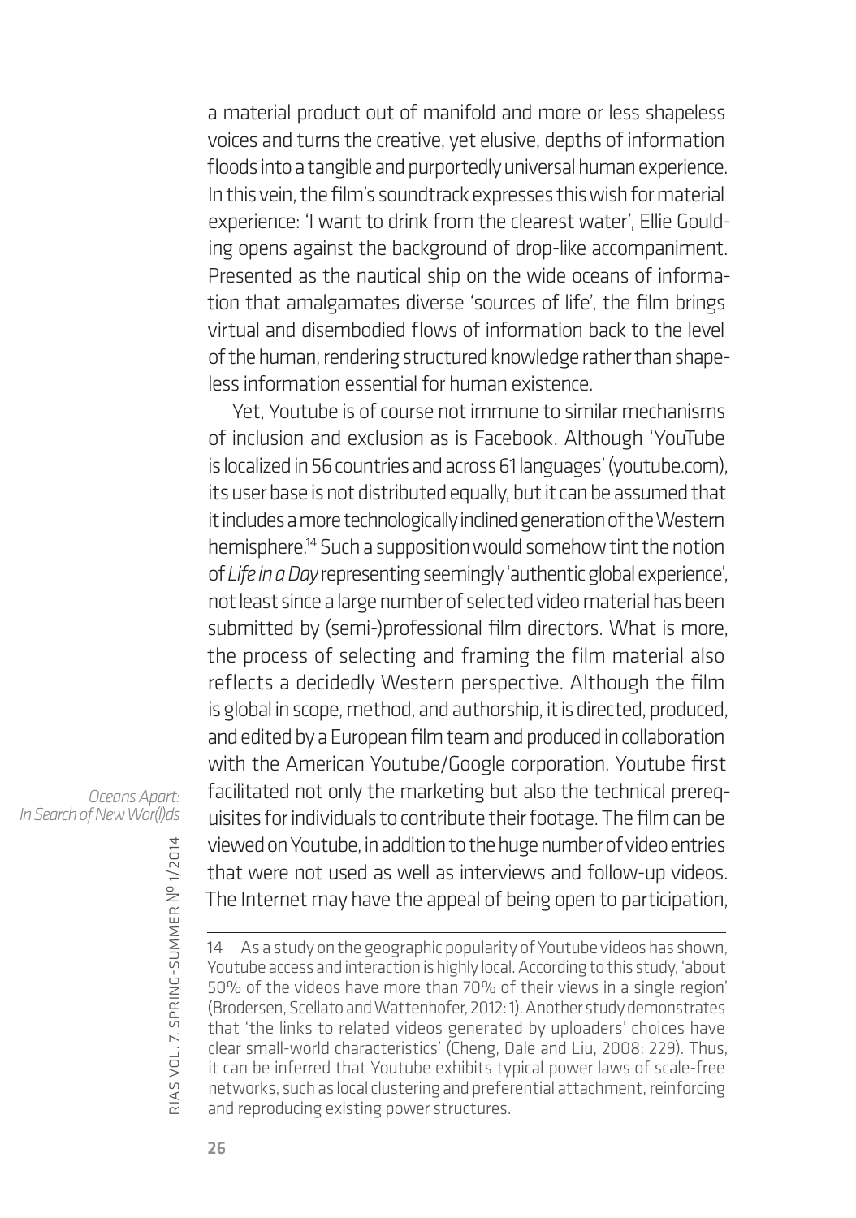a material product out of manifold and more or less shapeless voices and turns the creative, yet elusive, depths of information floods into a tangible and purportedly universal human experience. In this vein, the film's soundtrack expresses this wish for material experience: 'I want to drink from the clearest water', Ellie Goulding opens against the background of drop-like accompaniment. Presented as the nautical ship on the wide oceans of information that amalgamates diverse 'sources of life', the film brings virtual and disembodied flows of information back to the level of the human, rendering structured knowledge rather than shapeless information essential for human existence.

Yet, Youtube is of course not immune to similar mechanisms of inclusion and exclusion as is Facebook. Although 'YouTube is localized in 56 countries and across 61 languages' (youtube.com), its user base is not distributed equally, but it can be assumed that it includes a more technologically inclined generation of the Western hemisphere.[14] Such a supposition would somehow tint the notion of *Life in a Day* representing seemingly 'authentic global experience', not least since a large number of selected video material has been submitted by (semi-)professional film directors. What is more, the process of selecting and framing the film material also reflects a decidedly Western perspective. Although the film is global in scope, method, and authorship, it is directed, produced, and edited by a European film team and produced in collaboration with the American Youtube/Google corporation. Youtube first facilitated not only the marketing but also the technical prerequisites for individuals to contribute their footage. The film can be viewed on Youtube, in addition to the huge number of video entries that were not used as well as interviews and follow-up videos. The Internet may have the appeal of being open to participation,

---

14 As a study on the geographic popularity of Youtube videos has shown, Youtube access and interaction is highly local. According to this study, 'about 50% of the videos have more than 70% of their views in a single region' (Brodersen, Scellato and Wattenhofer, 2012: 1). Another study demonstrates that 'the links to related videos generated by uploaders' choices have clear small-world characteristics' (Cheng, Dale and Liu, 2008: 229). Thus, it can be inferred that Youtube exhibits typical power laws of scale-free networks, such as local clustering and preferential attachment, reinforcing and reproducing existing power structures.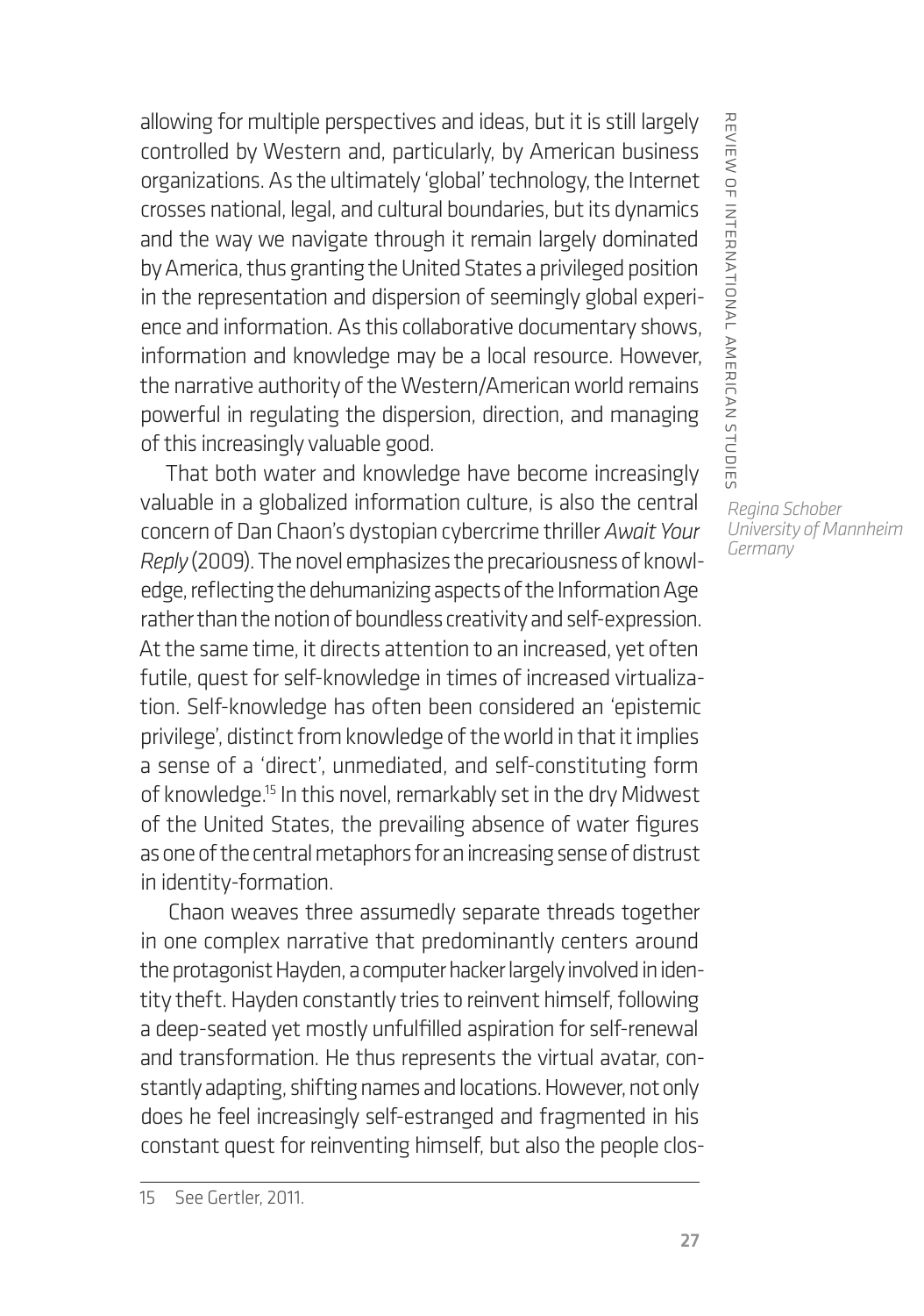allowing for multiple perspectives and ideas, but it is still largely controlled by Western and, particularly, by American business organizations. As the ultimately 'global' technology, the Internet crosses national, legal, and cultural boundaries, but its dynamics and the way we navigate through it remain largely dominated by America, thus granting the United States a privileged position in the representation and dispersion of seemingly global experience and information. As this collaborative documentary shows, information and knowledge may be a local resource. However, the narrative authority of the Western/American world remains powerful in regulating the dispersion, direction, and managing of this increasingly valuable good.

That both water and knowledge have become increasingly valuable in a globalized information culture, is also the central concern of Dan Chaon's dystopian cybercrime thriller *Await Your Reply* (2009). The novel emphasizes the precariousness of knowledge, reflecting the dehumanizing aspects of the Information Age rather than the notion of boundless creativity and self-expression. At the same time, it directs attention to an increased, yet often futile, quest for self-knowledge in times of increased virtualization. Self-knowledge has often been considered an 'epistemic privilege', distinct from knowledge of the world in that it implies a sense of a 'direct', unmediated, and self-constituting form of knowledge.[15] In this novel, remarkably set in the dry Midwest of the United States, the prevailing absence of water figures as one of the central metaphors for an increasing sense of distrust in identity-formation.

Chaon weaves three assumedly separate threads together in one complex narrative that predominantly centers around the protagonist Hayden, a computer hacker largely involved in identity theft. Hayden constantly tries to reinvent himself, following a deep-seated yet mostly unfulfilled aspiration for self-renewal and transformation. He thus represents the virtual avatar, constantly adapting, shifting names and locations. However, not only does he feel increasingly self-estranged and fragmented in his constant quest for reinventing himself, but also the people clos-

15 See Gertler, 2011.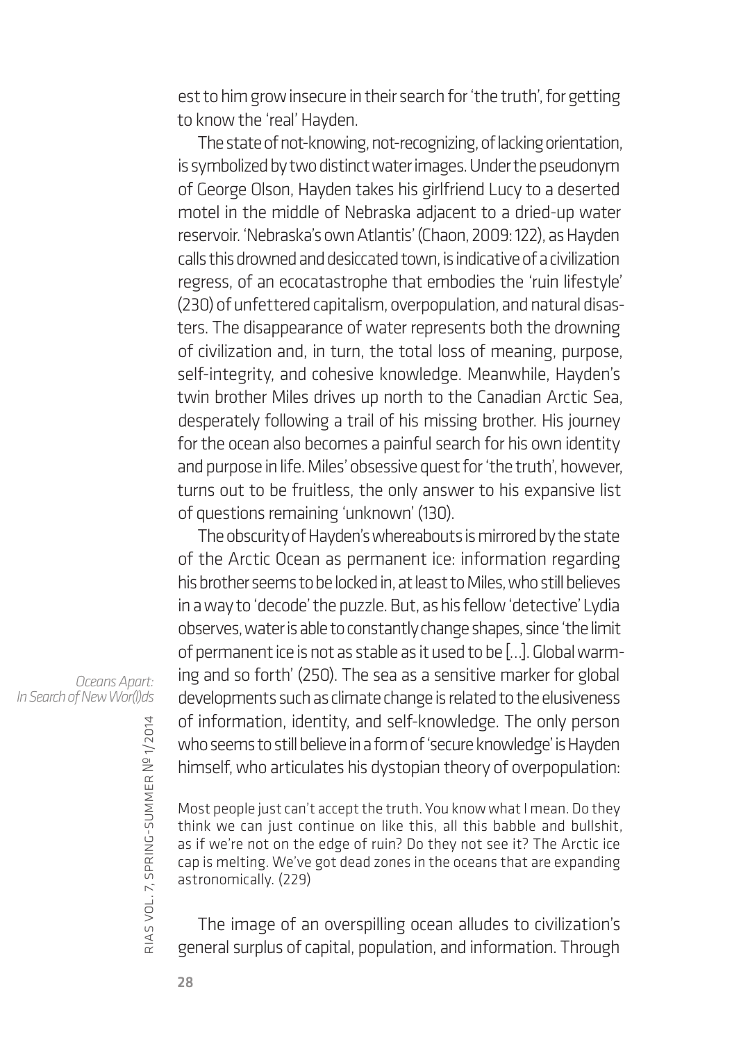est to him grow insecure in their search for 'the truth', for getting to know the 'real' Hayden.

The state of not-knowing, not-recognizing, of lacking orientation, is symbolized by two distinct water images. Under the pseudonym of George Olson, Hayden takes his girlfriend Lucy to a deserted motel in the middle of Nebraska adjacent to a dried-up water reservoir. 'Nebraska's own Atlantis' (Chaon, 2009: 122), as Hayden calls this drowned and desiccated town, is indicative of a civilization regress, of an ecocatastrophe that embodies the 'ruin lifestyle' (230) of unfettered capitalism, overpopulation, and natural disasters. The disappearance of water represents both the drowning of civilization and, in turn, the total loss of meaning, purpose, self-integrity, and cohesive knowledge. Meanwhile, Hayden's twin brother Miles drives up north to the Canadian Arctic Sea, desperately following a trail of his missing brother. His journey for the ocean also becomes a painful search for his own identity and purpose in life. Miles' obsessive quest for 'the truth', however, turns out to be fruitless, the only answer to his expansive list of questions remaining 'unknown' (130).

The obscurity of Hayden's whereabouts is mirrored by the state of the Arctic Ocean as permanent ice: information regarding his brother seems to be locked in, at least to Miles, who still believes in a way to 'decode' the puzzle. But, as his fellow 'detective' Lydia observes, water is able to constantly change shapes, since 'the limit of permanent ice is not as stable as it used to be […]. Global warming and so forth' (250). The sea as a sensitive marker for global developments such as climate change is related to the elusiveness of information, identity, and self-knowledge. The only person who seems to still believe in a form of 'secure knowledge' is Hayden himself, who articulates his dystopian theory of overpopulation:

> Most people just can't accept the truth. You know what I mean. Do they think we can just continue on like this, all this babble and bullshit, as if we're not on the edge of ruin? Do they not see it? The Arctic ice cap is melting. We've got dead zones in the oceans that are expanding astronomically. (229)

The image of an overspilling ocean alludes to civilization's general surplus of capital, population, and information. Through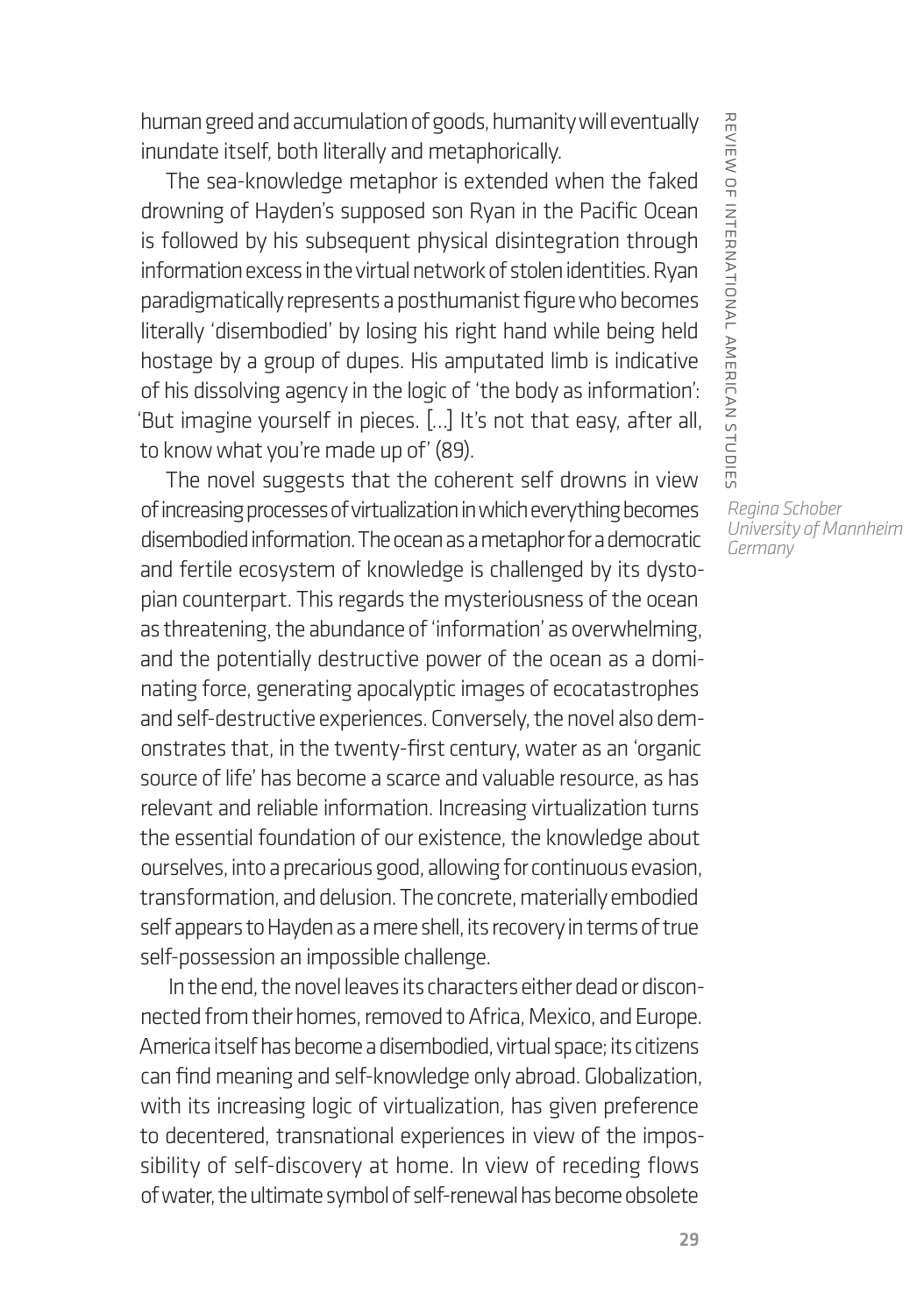human greed and accumulation of goods, humanity will eventually inundate itself, both literally and metaphorically.

The sea-knowledge metaphor is extended when the faked drowning of Hayden's supposed son Ryan in the Pacific Ocean is followed by his subsequent physical disintegration through information excess in the virtual network of stolen identities. Ryan paradigmatically represents a posthumanist figure who becomes literally 'disembodied' by losing his right hand while being held hostage by a group of dupes. His amputated limb is indicative of his dissolving agency in the logic of 'the body as information': 'But imagine yourself in pieces. [...] It's not that easy, after all, to know what you're made up of' (89).

The novel suggests that the coherent self drowns in view of increasing processes of virtualization in which everything becomes disembodied information. The ocean as a metaphor for a democratic and fertile ecosystem of knowledge is challenged by its dystopian counterpart. This regards the mysteriousness of the ocean as threatening, the abundance of 'information' as overwhelming, and the potentially destructive power of the ocean as a dominating force, generating apocalyptic images of ecocatastrophes and self-destructive experiences. Conversely, the novel also demonstrates that, in the twenty-first century, water as an 'organic source of life' has become a scarce and valuable resource, as has relevant and reliable information. Increasing virtualization turns the essential foundation of our existence, the knowledge about ourselves, into a precarious good, allowing for continuous evasion, transformation, and delusion. The concrete, materially embodied self appears to Hayden as a mere shell, its recovery in terms of true self-possession an impossible challenge.

In the end, the novel leaves its characters either dead or disconnected from their homes, removed to Africa, Mexico, and Europe. America itself has become a disembodied, virtual space; its citizens can find meaning and self-knowledge only abroad. Globalization, with its increasing logic of virtualization, has given preference to decentered, transnational experiences in view of the impossibility of self-discovery at home. In view of receding flows of water, the ultimate symbol of self-renewal has become obsolete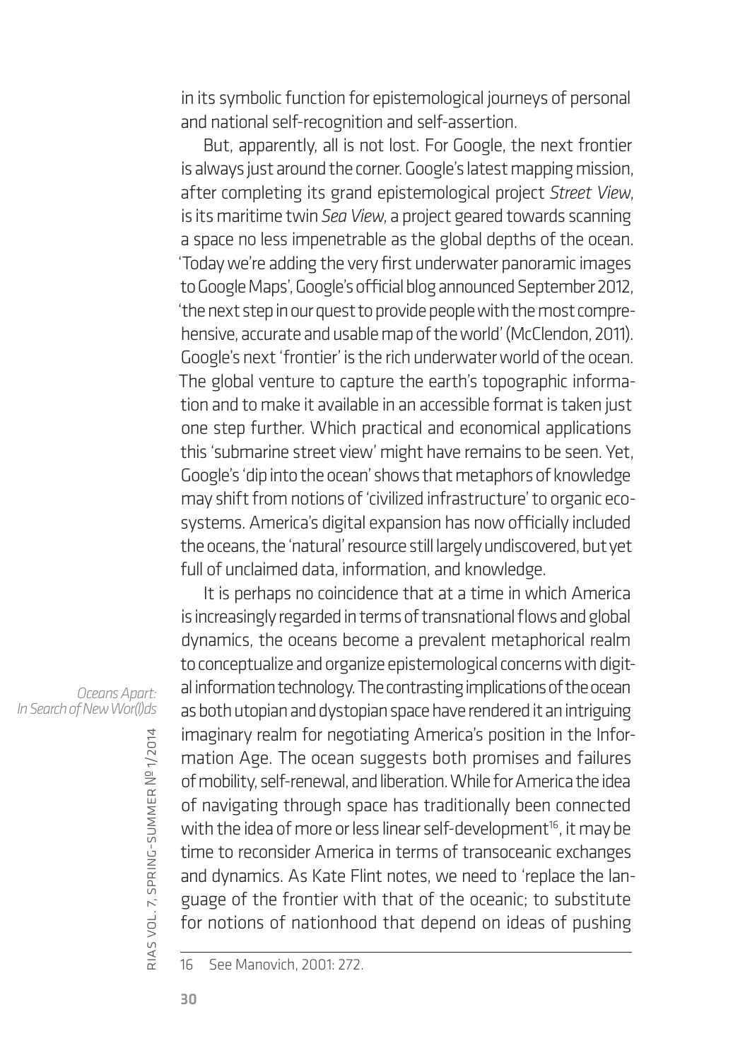in its symbolic function for epistemological journeys of personal and national self-recognition and self-assertion.

But, apparently, all is not lost. For Google, the next frontier is always just around the corner. Google's latest mapping mission, after completing its grand epistemological project *Street View*, is its maritime twin *Sea View*, a project geared towards scanning a space no less impenetrable as the global depths of the ocean. 'Today we're adding the very first underwater panoramic images to Google Maps', Google's official blog announced September 2012, 'the next step in our quest to provide people with the most comprehensive, accurate and usable map of the world' (McClendon, 2011). Google's next 'frontier' is the rich underwater world of the ocean. The global venture to capture the earth's topographic information and to make it available in an accessible format is taken just one step further. Which practical and economical applications this 'submarine street view' might have remains to be seen. Yet, Google's 'dip into the ocean' shows that metaphors of knowledge may shift from notions of 'civilized infrastructure' to organic ecosystems. America's digital expansion has now officially included the oceans, the 'natural' resource still largely undiscovered, but yet full of unclaimed data, information, and knowledge.

It is perhaps no coincidence that at a time in which America is increasingly regarded in terms of transnational flows and global dynamics, the oceans become a prevalent metaphorical realm to conceptualize and organize epistemological concerns with digital information technology. The contrasting implications of the ocean as both utopian and dystopian space have rendered it an intriguing imaginary realm for negotiating America's position in the Information Age. The ocean suggests both promises and failures of mobility, self-renewal, and liberation. While for America the idea of navigating through space has traditionally been connected with the idea of more or less linear self-development[16], it may be time to reconsider America in terms of transoceanic exchanges and dynamics. As Kate Flint notes, we need to 'replace the language of the frontier with that of the oceanic; to substitute for notions of nationhood that depend on ideas of pushing

16 See Manovich, 2001: 272.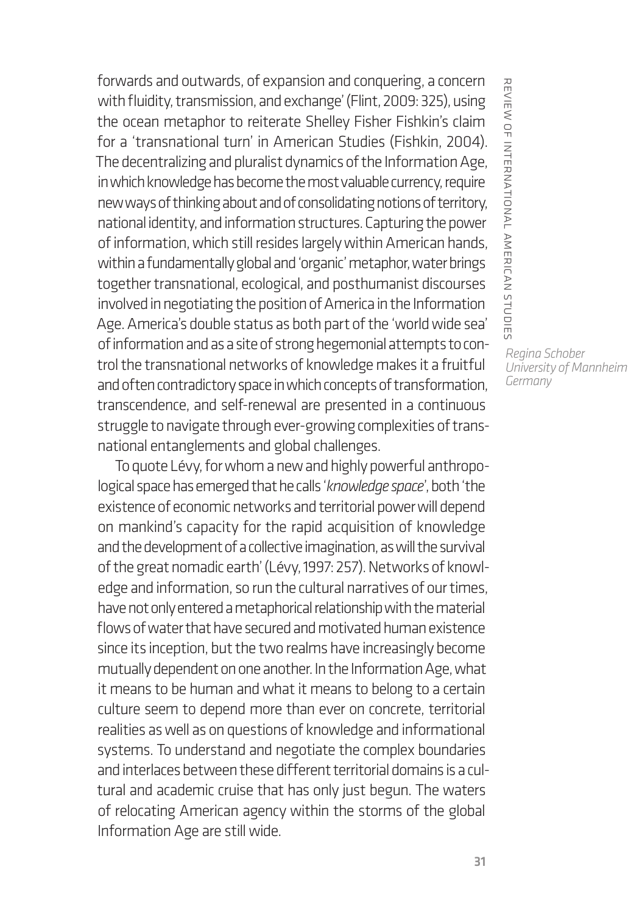forwards and outwards, of expansion and conquering, a concern with fluidity, transmission, and exchange' (Flint, 2009: 325), using the ocean metaphor to reiterate Shelley Fisher Fishkin's claim for a 'transnational turn' in American Studies (Fishkin, 2004). The decentralizing and pluralist dynamics of the Information Age, in which knowledge has become the most valuable currency, require new ways of thinking about and of consolidating notions of territory, national identity, and information structures. Capturing the power of information, which still resides largely within American hands, within a fundamentally global and 'organic' metaphor, water brings together transnational, ecological, and posthumanist discourses involved in negotiating the position of America in the Information Age. America's double status as both part of the 'world wide sea' of information and as a site of strong hegemonial attempts to control the transnational networks of knowledge makes it a fruitful and often contradictory space in which concepts of transformation, transcendence, and self-renewal are presented in a continuous struggle to navigate through ever-growing complexities of transnational entanglements and global challenges.

To quote Lévy, for whom a new and highly powerful anthropological space has emerged that he calls '*knowledge space*', both 'the existence of economic networks and territorial power will depend on mankind's capacity for the rapid acquisition of knowledge and the development of a collective imagination, as will the survival of the great nomadic earth' (Lévy, 1997: 257). Networks of knowledge and information, so run the cultural narratives of our times, have not only entered a metaphorical relationship with the material flows of water that have secured and motivated human existence since its inception, but the two realms have increasingly become mutually dependent on one another. In the Information Age, what it means to be human and what it means to belong to a certain culture seem to depend more than ever on concrete, territorial realities as well as on questions of knowledge and informational systems. To understand and negotiate the complex boundaries and interlaces between these different territorial domains is a cultural and academic cruise that has only just begun. The waters of relocating American agency within the storms of the global Information Age are still wide.

*Regina Schober*
*University of Mannheim*
*Germany*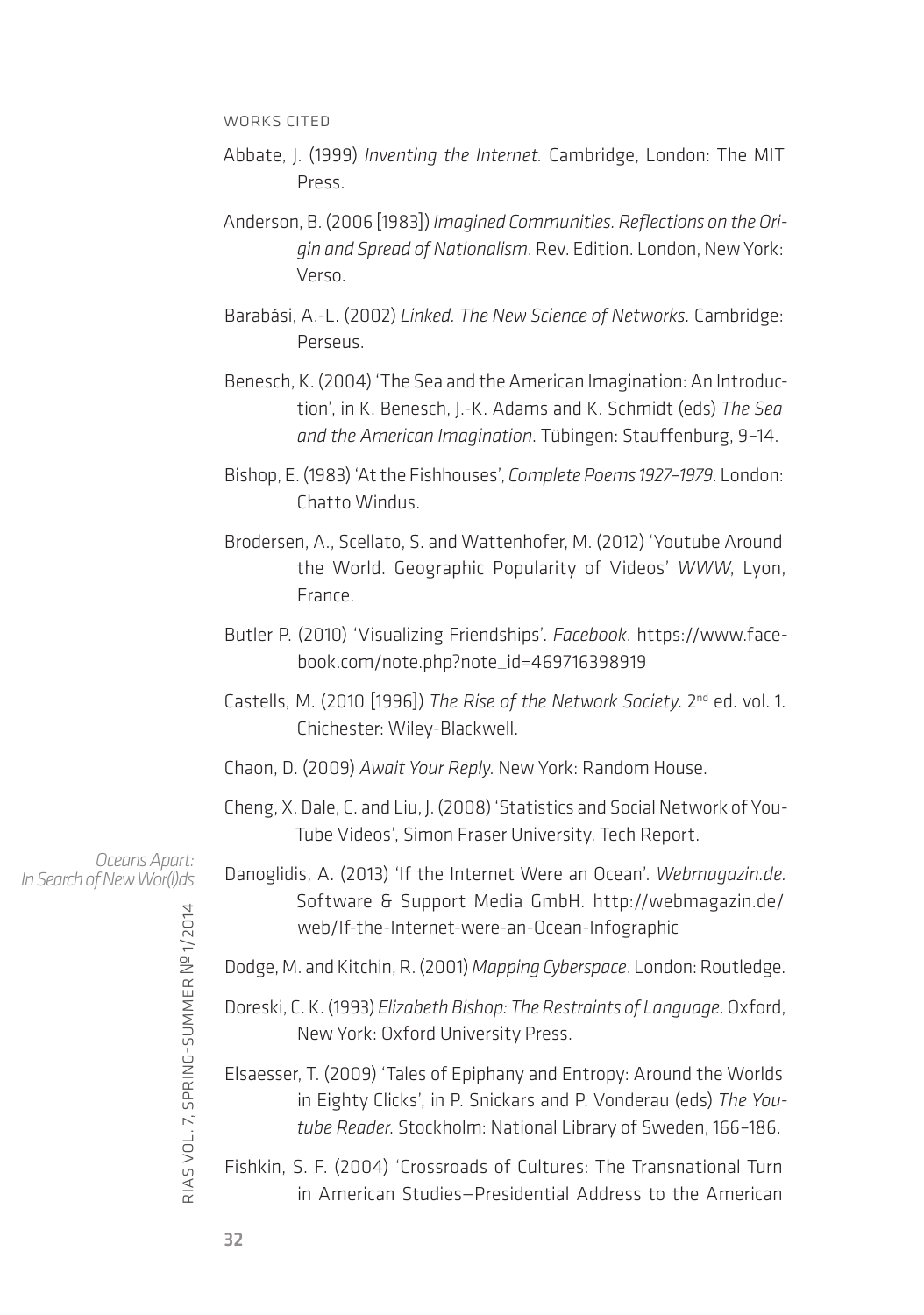## WORKS CITED

Abbate, J. (1999) *Inventing the Internet.* Cambridge, London: The MIT Press.

Anderson, B. (2006 [1983]) *Imagined Communities. Reflections on the Origin and Spread of Nationalism*. Rev. Edition. London, New York: Verso.

Barabási, A.-L. (2002) *Linked. The New Science of Networks.* Cambridge: Perseus.

Benesch, K. (2004) 'The Sea and the American Imagination: An Introduction', in K. Benesch, J.-K. Adams and K. Schmidt (eds) *The Sea and the American Imagination*. Tübingen: Stauffenburg, 9–14.

Bishop, E. (1983) 'At the Fishhouses', *Complete Poems 1927–1979*. London: Chatto Windus.

Brodersen, A., Scellato, S. and Wattenhofer, M. (2012) 'Youtube Around the World. Geographic Popularity of Videos' *WWW*, Lyon, France.

Butler P. (2010) 'Visualizing Friendships'. *Facebook*. https://www.facebook.com/note.php?note_id=469716398919

Castells, M. (2010 [1996]) *The Rise of the Network Society*. 2nd ed. vol. 1. Chichester: Wiley-Blackwell.

Chaon, D. (2009) *Await Your Reply*. New York: Random House.

Cheng, X, Dale, C. and Liu, J. (2008) 'Statistics and Social Network of YouTube Videos', Simon Fraser University. Tech Report.

Danoglidis, A. (2013) 'If the Internet Were an Ocean'. *Webmagazin.de.* Software & Support Media GmbH. http://webmagazin.de/web/If-the-Internet-were-an-Ocean-Infographic

Dodge, M. and Kitchin, R. (2001) *Mapping Cyberspace*. London: Routledge.

Doreski, C. K. (1993) *Elizabeth Bishop: The Restraints of Language*. Oxford, New York: Oxford University Press.

Elsaesser, T. (2009) 'Tales of Epiphany and Entropy: Around the Worlds in Eighty Clicks', in P. Snickars and P. Vonderau (eds) *The Youtube Reader.* Stockholm: National Library of Sweden, 166–186.

Fishkin, S. F. (2004) 'Crossroads of Cultures: The Transnational Turn in American Studies—Presidential Address to the American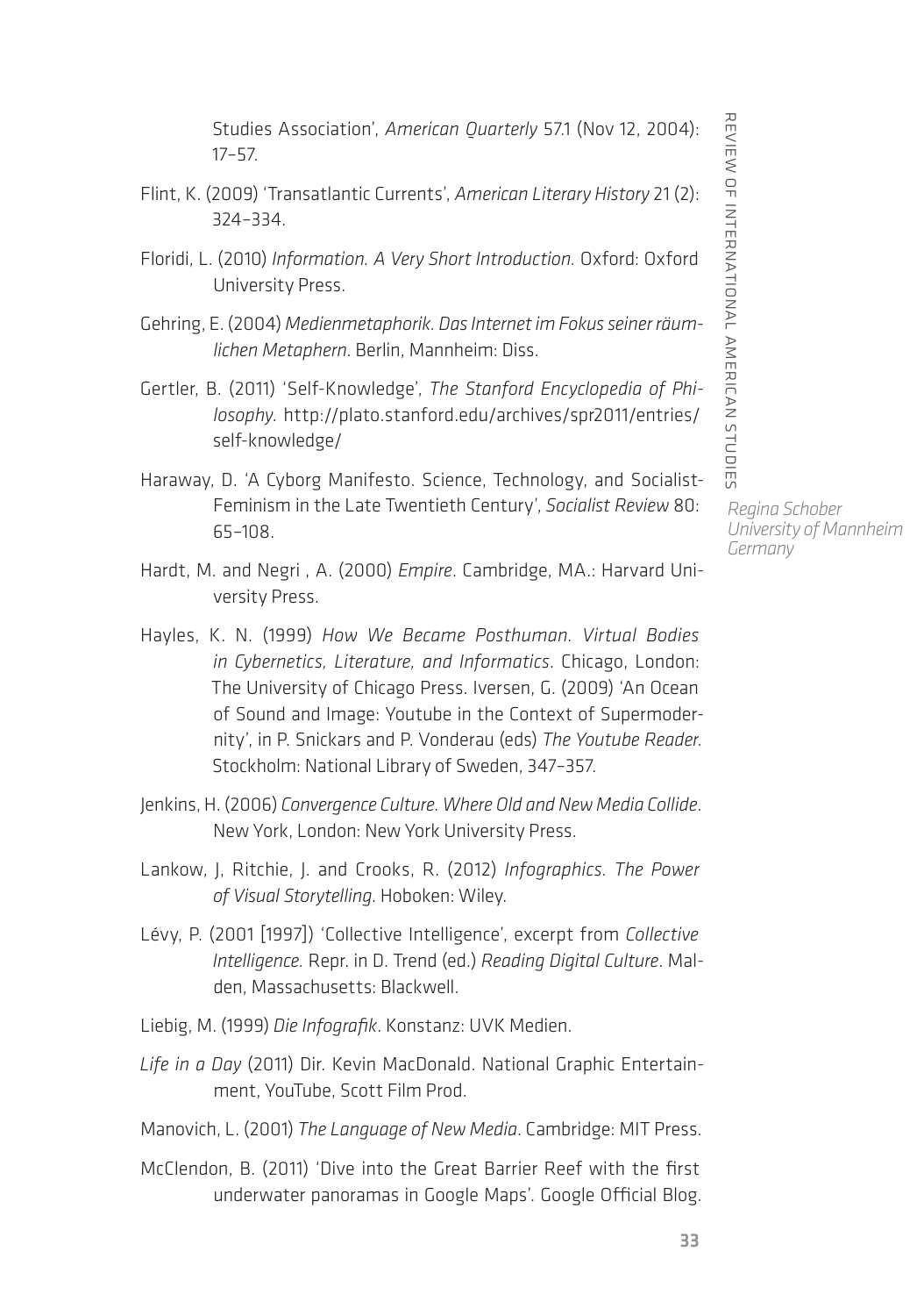Studies Association', *American Quarterly* 57.1 (Nov 12, 2004): 17–57.

Flint, K. (2009) 'Transatlantic Currents', *American Literary History* 21 (2): 324–334.

Floridi, L. (2010) *Information. A Very Short Introduction*. Oxford: Oxford University Press.

Gehring, E. (2004) *Medienmetaphorik. Das Internet im Fokus seiner räumlichen Metaphern*. Berlin, Mannheim: Diss.

Gertler, B. (2011) 'Self-Knowledge', *The Stanford Encyclopedia of Philosophy*. http://plato.stanford.edu/archives/spr2011/entries/self-knowledge/

Haraway, D. 'A Cyborg Manifesto. Science, Technology, and Socialist-Feminism in the Late Twentieth Century', *Socialist Review* 80: 65–108.

Hardt, M. and Negri , A. (2000) *Empire*. Cambridge, MA.: Harvard University Press.

Hayles, K. N. (1999) *How We Became Posthuman. Virtual Bodies in Cybernetics, Literature, and Informatics*. Chicago, London: The University of Chicago Press. Iversen, G. (2009) 'An Ocean of Sound and Image: Youtube in the Context of Supermodernity', in P. Snickars and P. Vonderau (eds) *The Youtube Reader*. Stockholm: National Library of Sweden, 347–357.

Jenkins, H. (2006) *Convergence Culture. Where Old and New Media Collide*. New York, London: New York University Press.

Lankow, J, Ritchie, J. and Crooks, R. (2012) *Infographics. The Power of Visual Storytelling*. Hoboken: Wiley.

Lévy, P. (2001 [1997]) 'Collective Intelligence', excerpt from *Collective Intelligence*. Repr. in D. Trend (ed.) *Reading Digital Culture*. Malden, Massachusetts: Blackwell.

Liebig, M. (1999) *Die Infografik*. Konstanz: UVK Medien.

*Life in a Day* (2011) Dir. Kevin MacDonald. National Graphic Entertainment, YouTube, Scott Film Prod.

Manovich, L. (2001) *The Language of New Media*. Cambridge: MIT Press.

McClendon, B. (2011) 'Dive into the Great Barrier Reef with the first underwater panoramas in Google Maps'. Google Official Blog.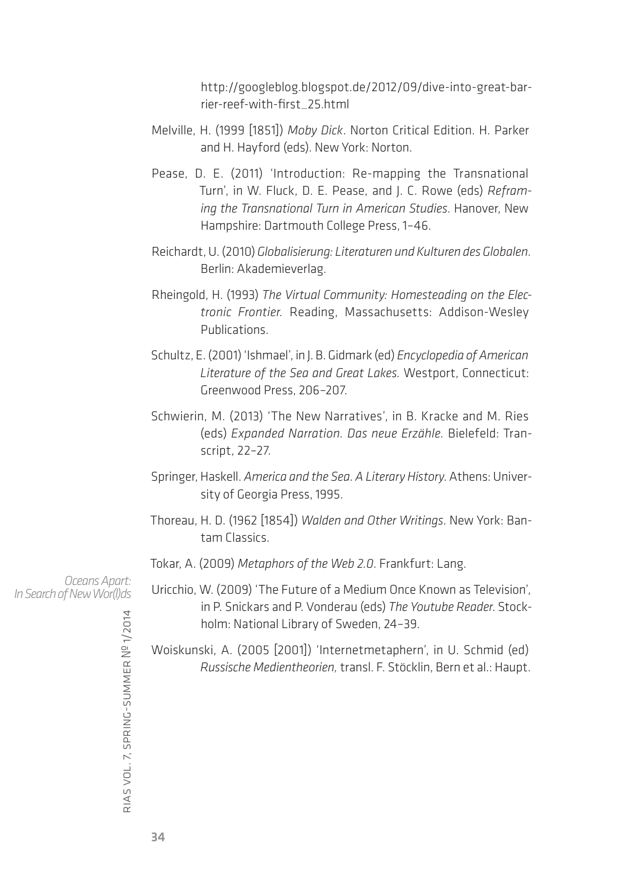http://googleblog.blogspot.de/2012/09/dive-into-great-barrier-reef-with-first_25.html

Melville, H. (1999 [1851]) *Moby Dick*. Norton Critical Edition. H. Parker and H. Hayford (eds). New York: Norton.

Pease, D. E. (2011) 'Introduction: Re-mapping the Transnational Turn', in W. Fluck, D. E. Pease, and J. C. Rowe (eds) *Reframing the Transnational Turn in American Studies*. Hanover, New Hampshire: Dartmouth College Press, 1–46.

Reichardt, U. (2010) *Globalisierung: Literaturen und Kulturen des Globalen*. Berlin: Akademieverlag.

Rheingold, H. (1993) *The Virtual Community: Homesteading on the Electronic Frontier.* Reading, Massachusetts: Addison-Wesley Publications.

Schultz, E. (2001) 'Ishmael', in J. B. Gidmark (ed) *Encyclopedia of American Literature of the Sea and Great Lakes.* Westport, Connecticut: Greenwood Press, 206–207.

Schwierin, M. (2013) 'The New Narratives', in B. Kracke and M. Ries (eds) *Expanded Narration. Das neue Erzähle*. Bielefeld: Transcript, 22–27.

Springer, Haskell. *America and the Sea. A Literary History*. Athens: University of Georgia Press, 1995.

Thoreau, H. D. (1962 [1854]) *Walden and Other Writings*. New York: Bantam Classics.

Tokar, A. (2009) *Metaphors of the Web 2.0*. Frankfurt: Lang.

Uricchio, W. (2009) 'The Future of a Medium Once Known as Television', in P. Snickars and P. Vonderau (eds) *The Youtube Reader*. Stockholm: National Library of Sweden, 24–39.

Woiskunski, A. (2005 [2001]) 'Internetmetaphern', in U. Schmid (ed) *Russische Medientheorien,* transl. F. Stöcklin, Bern et al.: Haupt.